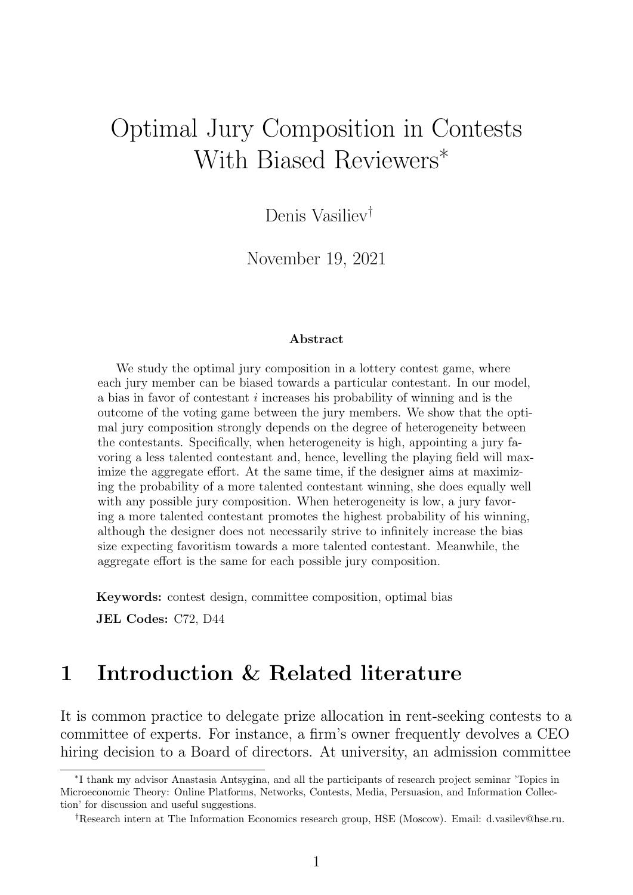# Optimal Jury Composition in Contests With Biased Reviewers[*]

Denis Vasiliev[†]

November 19, 2021

**Abstract**

We study the optimal jury composition in a lottery contest game, where each jury member can be biased towards a particular contestant. In our model, a bias in favor of contestant $i$ increases his probability of winning and is the outcome of the voting game between the jury members. We show that the optimal jury composition strongly depends on the degree of heterogeneity between the contestants. Specifically, when heterogeneity is high, appointing a jury favoring a less talented contestant and, hence, levelling the playing field will maximize the aggregate effort. At the same time, if the designer aims at maximizing the probability of a more talented contestant winning, she does equally well with any possible jury composition. When heterogeneity is low, a jury favoring a more talented contestant promotes the highest probability of his winning, although the designer does not necessarily strive to infinitely increase the bias size expecting favoritism towards a more talented contestant. Meanwhile, the aggregate effort is the same for each possible jury composition.

**Keywords:** contest design, committee composition, optimal bias

**JEL Codes:** C72, D44

## 1 Introduction & Related literature

It is common practice to delegate prize allocation in rent-seeking contests to a committee of experts. For instance, a firm's owner frequently devolves a CEO hiring decision to a Board of directors. At university, an admission committee

---

[*] I thank my advisor Anastasia Antsygina, and all the participants of research project seminar 'Topics in Microeconomic Theory: Online Platforms, Networks, Contests, Media, Persuasion, and Information Collection' for discussion and useful suggestions.

[†] Research intern at The Information Economics research group, HSE (Moscow). Email: d.vasilev@hse.ru.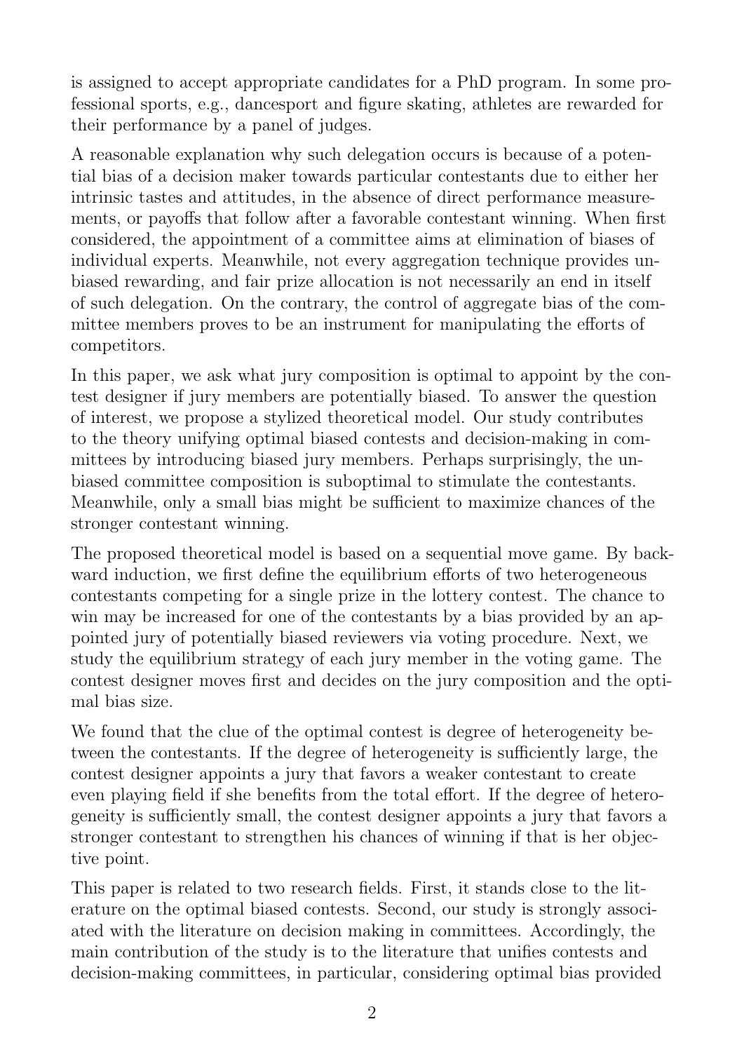is assigned to accept appropriate candidates for a PhD program. In some professional sports, e.g., dancesport and figure skating, athletes are rewarded for their performance by a panel of judges.

A reasonable explanation why such delegation occurs is because of a potential bias of a decision maker towards particular contestants due to either her intrinsic tastes and attitudes, in the absence of direct performance measurements, or payoffs that follow after a favorable contestant winning. When first considered, the appointment of a committee aims at elimination of biases of individual experts. Meanwhile, not every aggregation technique provides unbiased rewarding, and fair prize allocation is not necessarily an end in itself of such delegation. On the contrary, the control of aggregate bias of the committee members proves to be an instrument for manipulating the efforts of competitors.

In this paper, we ask what jury composition is optimal to appoint by the contest designer if jury members are potentially biased. To answer the question of interest, we propose a stylized theoretical model. Our study contributes to the theory unifying optimal biased contests and decision-making in committees by introducing biased jury members. Perhaps surprisingly, the unbiased committee composition is suboptimal to stimulate the contestants. Meanwhile, only a small bias might be sufficient to maximize chances of the stronger contestant winning.

The proposed theoretical model is based on a sequential move game. By backward induction, we first define the equilibrium efforts of two heterogeneous contestants competing for a single prize in the lottery contest. The chance to win may be increased for one of the contestants by a bias provided by an appointed jury of potentially biased reviewers via voting procedure. Next, we study the equilibrium strategy of each jury member in the voting game. The contest designer moves first and decides on the jury composition and the optimal bias size.

We found that the clue of the optimal contest is degree of heterogeneity between the contestants. If the degree of heterogeneity is sufficiently large, the contest designer appoints a jury that favors a weaker contestant to create even playing field if she benefits from the total effort. If the degree of heterogeneity is sufficiently small, the contest designer appoints a jury that favors a stronger contestant to strengthen his chances of winning if that is her objective point.

This paper is related to two research fields. First, it stands close to the literature on the optimal biased contests. Second, our study is strongly associated with the literature on decision making in committees. Accordingly, the main contribution of the study is to the literature that unifies contests and decision-making committees, in particular, considering optimal bias provided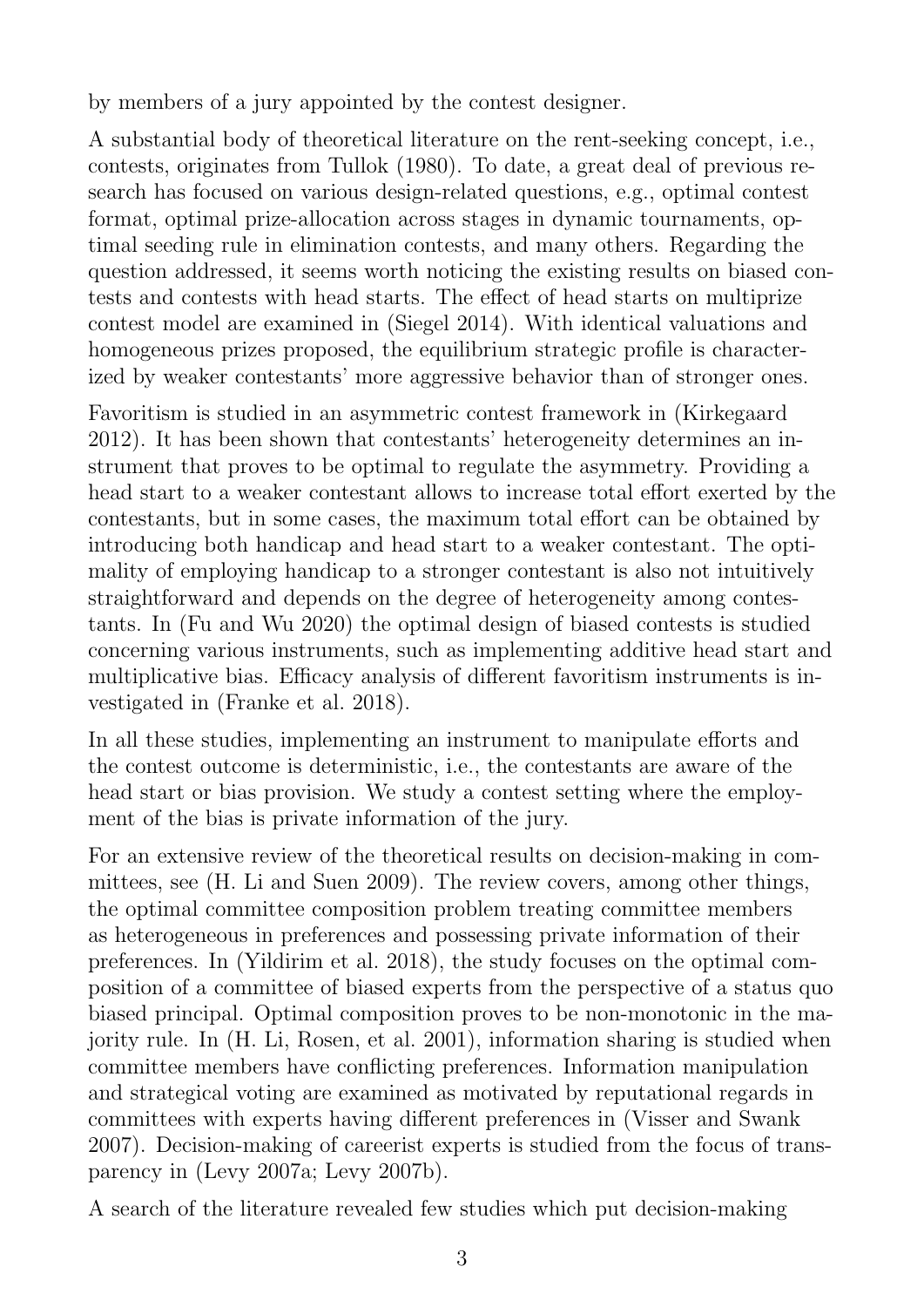by members of a jury appointed by the contest designer.

A substantial body of theoretical literature on the rent-seeking concept, i.e., contests, originates from Tullok (1980). To date, a great deal of previous research has focused on various design-related questions, e.g., optimal contest format, optimal prize-allocation across stages in dynamic tournaments, optimal seeding rule in elimination contests, and many others. Regarding the question addressed, it seems worth noticing the existing results on biased contests and contests with head starts. The effect of head starts on multiprize contest model are examined in (Siegel 2014). With identical valuations and homogeneous prizes proposed, the equilibrium strategic profile is characterized by weaker contestants' more aggressive behavior than of stronger ones.

Favoritism is studied in an asymmetric contest framework in (Kirkegaard 2012). It has been shown that contestants' heterogeneity determines an instrument that proves to be optimal to regulate the asymmetry. Providing a head start to a weaker contestant allows to increase total effort exerted by the contestants, but in some cases, the maximum total effort can be obtained by introducing both handicap and head start to a weaker contestant. The optimality of employing handicap to a stronger contestant is also not intuitively straightforward and depends on the degree of heterogeneity among contestants. In (Fu and Wu 2020) the optimal design of biased contests is studied concerning various instruments, such as implementing additive head start and multiplicative bias. Efficacy analysis of different favoritism instruments is investigated in (Franke et al. 2018).

In all these studies, implementing an instrument to manipulate efforts and the contest outcome is deterministic, i.e., the contestants are aware of the head start or bias provision. We study a contest setting where the employment of the bias is private information of the jury.

For an extensive review of the theoretical results on decision-making in committees, see (H. Li and Suen 2009). The review covers, among other things, the optimal committee composition problem treating committee members as heterogeneous in preferences and possessing private information of their preferences. In (Yildirim et al. 2018), the study focuses on the optimal composition of a committee of biased experts from the perspective of a status quo biased principal. Optimal composition proves to be non-monotonic in the majority rule. In (H. Li, Rosen, et al. 2001), information sharing is studied when committee members have conflicting preferences. Information manipulation and strategical voting are examined as motivated by reputational regards in committees with experts having different preferences in (Visser and Swank 2007). Decision-making of careerist experts is studied from the focus of transparency in (Levy 2007a; Levy 2007b).

A search of the literature revealed few studies which put decision-making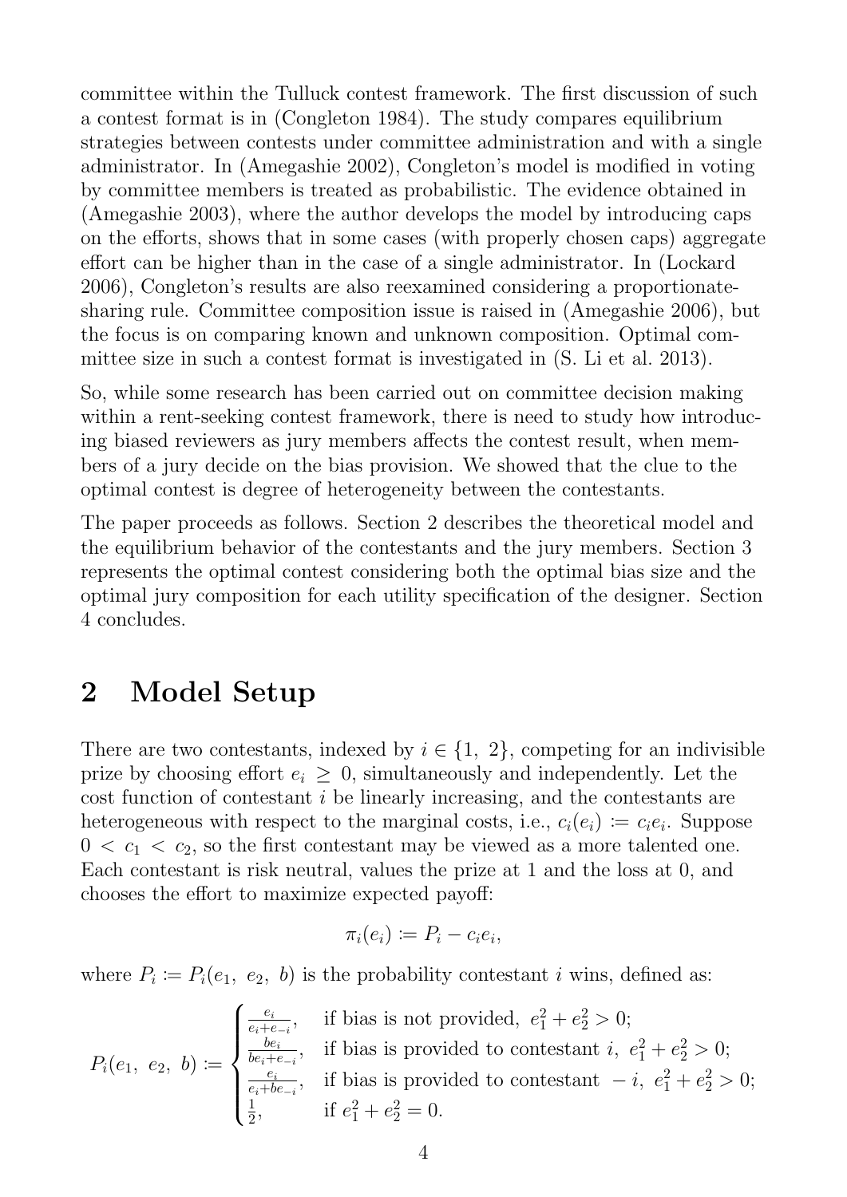committee within the Tulluck contest framework. The first discussion of such a contest format is in (Congleton 1984). The study compares equilibrium strategies between contests under committee administration and with a single administrator. In (Amegashie 2002), Congleton's model is modified in voting by committee members is treated as probabilistic. The evidence obtained in (Amegashie 2003), where the author develops the model by introducing caps on the efforts, shows that in some cases (with properly chosen caps) aggregate effort can be higher than in the case of a single administrator. In (Lockard 2006), Congleton's results are also reexamined considering a proportionate-sharing rule. Committee composition issue is raised in (Amegashie 2006), but the focus is on comparing known and unknown composition. Optimal committee size in such a contest format is investigated in (S. Li et al. 2013).

So, while some research has been carried out on committee decision making within a rent-seeking contest framework, there is need to study how introducing biased reviewers as jury members affects the contest result, when members of a jury decide on the bias provision. We showed that the clue to the optimal contest is degree of heterogeneity between the contestants.

The paper proceeds as follows. Section 2 describes the theoretical model and the equilibrium behavior of the contestants and the jury members. Section 3 represents the optimal contest considering both the optimal bias size and the optimal jury composition for each utility specification of the designer. Section 4 concludes.

## 2 Model Setup

There are two contestants, indexed by $i \in \{1,\ 2\}$, competing for an indivisible prize by choosing effort $e_i \geq 0$, simultaneously and independently. Let the cost function of contestant $i$ be linearly increasing, and the contestants are heterogeneous with respect to the marginal costs, i.e., $c_i(e_i) \coloneqq c_i e_i$. Suppose $0 < c_1 < c_2$, so the first contestant may be viewed as a more talented one. Each contestant is risk neutral, values the prize at 1 and the loss at 0, and chooses the effort to maximize expected payoff:

$$\pi_i(e_i) \coloneqq P_i - c_i e_i,$$

where $P_i \coloneqq P_i(e_1,\ e_2,\ b)$ is the probability contestant $i$ wins, defined as:

$$P_i(e_1,\ e_2,\ b) \coloneqq \begin{cases} \frac{e_i}{e_i + e_{-i}}, & \text{if bias is not provided, } e_1^2 + e_2^2 > 0; \\ \frac{be_i}{be_i + e_{-i}}, & \text{if bias is provided to contestant } i, \ e_1^2 + e_2^2 > 0; \\ \frac{e_i}{e_i + be_{-i}}, & \text{if bias is provided to contestant } -i, \ e_1^2 + e_2^2 > 0; \\ \frac{1}{2}, & \text{if } e_1^2 + e_2^2 = 0. \end{cases}$$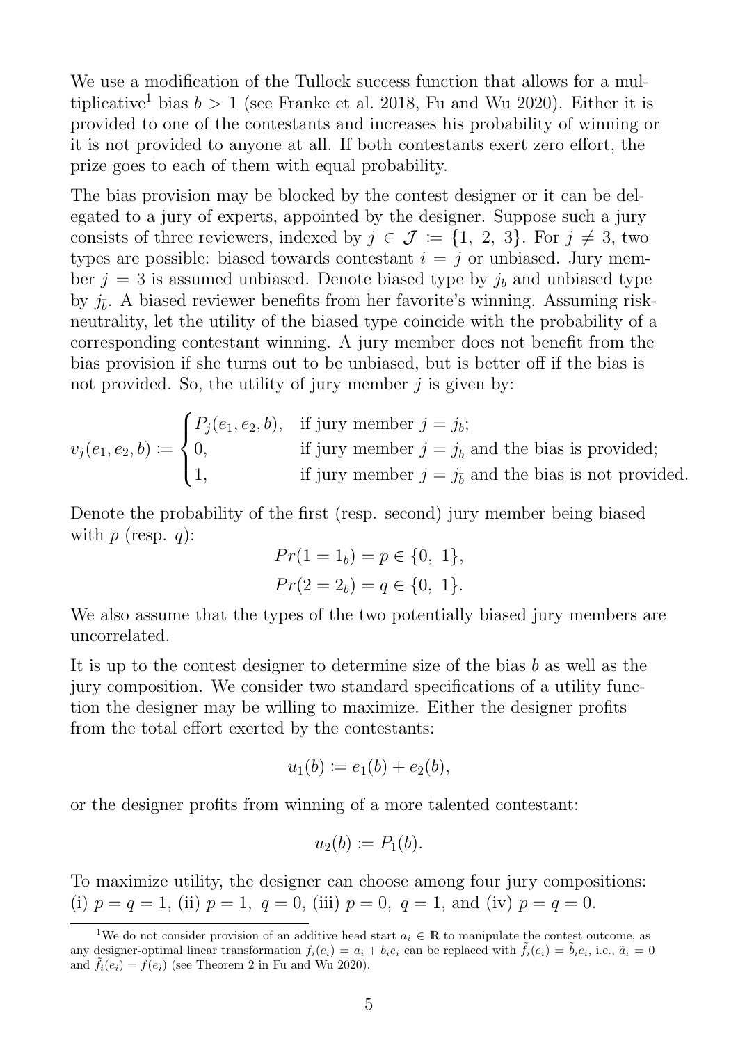We use a modification of the Tullock success function that allows for a multiplicative[1] bias $b > 1$ (see Franke et al. 2018, Fu and Wu 2020). Either it is provided to one of the contestants and increases his probability of winning or it is not provided to anyone at all. If both contestants exert zero effort, the prize goes to each of them with equal probability.

The bias provision may be blocked by the contest designer or it can be delegated to a jury of experts, appointed by the designer. Suppose such a jury consists of three reviewers, indexed by $j \in \mathcal{J} := \{1,\ 2,\ 3\}$. For $j \neq 3$, two types are possible: biased towards contestant $i = j$ or unbiased. Jury member $j = 3$ is assumed unbiased. Denote biased type by $j_b$ and unbiased type by $j_{\bar{b}}$. A biased reviewer benefits from her favorite's winning. Assuming risk-neutrality, let the utility of the biased type coincide with the probability of a corresponding contestant winning. A jury member does not benefit from the bias provision if she turns out to be unbiased, but is better off if the bias is not provided. So, the utility of jury member $j$ is given by:

$$v_j(e_1, e_2, b) := \begin{cases} P_j(e_1, e_2, b), & \text{if jury member } j = j_b; \\ 0, & \text{if jury member } j = j_{\bar{b}} \text{ and the bias is provided;} \\ 1, & \text{if jury member } j = j_{\bar{b}} \text{ and the bias is not provided.} \end{cases}$$

Denote the probability of the first (resp. second) jury member being biased with $p$ (resp. $q$):

$$Pr(1 = 1_b) = p \in \{0,\ 1\},$$
$$Pr(2 = 2_b) = q \in \{0,\ 1\}.$$

We also assume that the types of the two potentially biased jury members are uncorrelated.

It is up to the contest designer to determine size of the bias $b$ as well as the jury composition. We consider two standard specifications of a utility function the designer may be willing to maximize. Either the designer profits from the total effort exerted by the contestants:

$$u_1(b) := e_1(b) + e_2(b),$$

or the designer profits from winning of a more talented contestant:

$$u_2(b) := P_1(b).$$

To maximize utility, the designer can choose among four jury compositions: (i) $p = q = 1$, (ii) $p = 1,\ q = 0$, (iii) $p = 0,\ q = 1$, and (iv) $p = q = 0$.

[1] We do not consider provision of an additive head start $a_i \in \mathbb{R}$ to manipulate the contest outcome, as any designer-optimal linear transformation $f_i(e_i) = a_i + b_i e_i$ can be replaced with $\tilde{f}_i(e_i) = \tilde{b}_i e_i$, i.e., $\tilde{a}_i = 0$ and $\tilde{f}_i(e_i) = f(e_i)$ (see Theorem 2 in Fu and Wu 2020).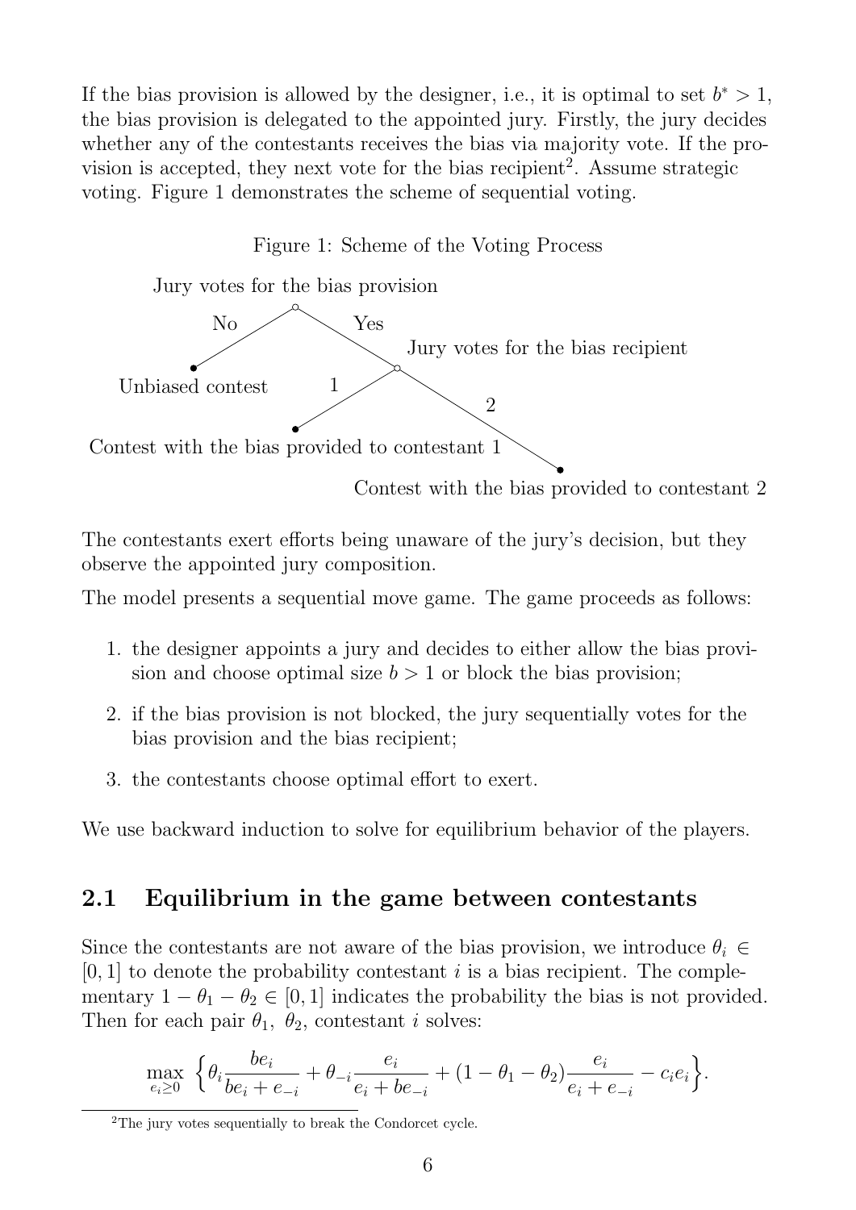If the bias provision is allowed by the designer, i.e., it is optimal to set $b^* > 1$, the bias provision is delegated to the appointed jury. Firstly, the jury decides whether any of the contestants receives the bias via majority vote. If the provision is accepted, they next vote for the bias recipient[2]. Assume strategic voting. Figure 1 demonstrates the scheme of sequential voting.

Figure 1: Scheme of the Voting Process

Jury votes for the bias provision

No — Unbiased contest

Yes — Jury votes for the bias recipient

1 — Contest with the bias provided to contestant 1

2 — Contest with the bias provided to contestant 2

The contestants exert efforts being unaware of the jury's decision, but they observe the appointed jury composition.

The model presents a sequential move game. The game proceeds as follows:

1. the designer appoints a jury and decides to either allow the bias provision and choose optimal size $b > 1$ or block the bias provision;
2. if the bias provision is not blocked, the jury sequentially votes for the bias provision and the bias recipient;
3. the contestants choose optimal effort to exert.

We use backward induction to solve for equilibrium behavior of the players.

## 2.1 Equilibrium in the game between contestants

Since the contestants are not aware of the bias provision, we introduce $\theta_i \in [0, 1]$ to denote the probability contestant $i$ is a bias recipient. The complementary $1 - \theta_1 - \theta_2 \in [0, 1]$ indicates the probability the bias is not provided. Then for each pair $\theta_1$, $\theta_2$, contestant $i$ solves:

$$\max_{e_i \geq 0} \left\{ \theta_i \frac{be_i}{be_i + e_{-i}} + \theta_{-i} \frac{e_i}{e_i + be_{-i}} + (1 - \theta_1 - \theta_2) \frac{e_i}{e_i + e_{-i}} - c_i e_i \right\}.$$

[2] The jury votes sequentially to break the Condorcet cycle.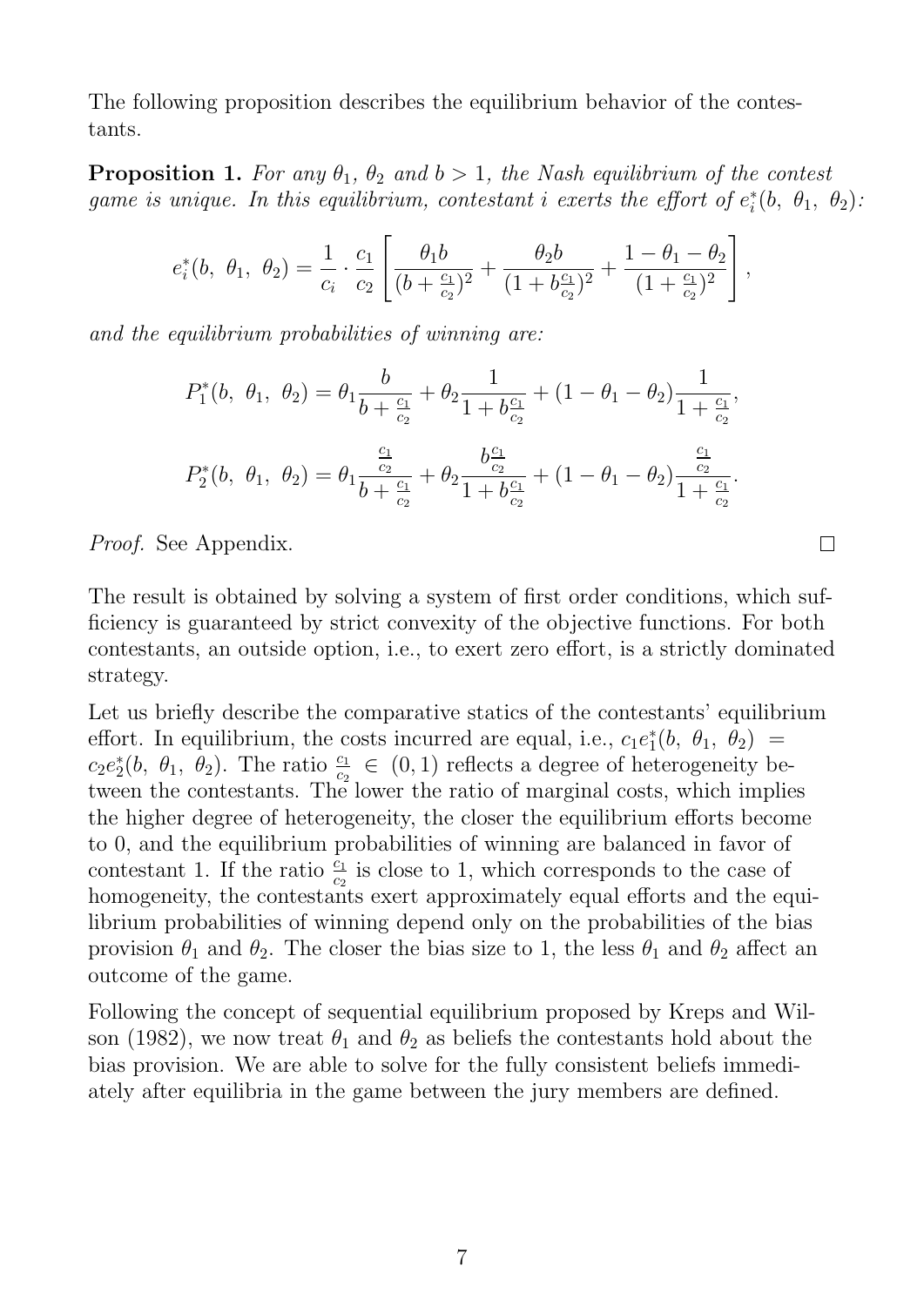The following proposition describes the equilibrium behavior of the contestants.

**Proposition 1.** *For any $\theta_1$, $\theta_2$ and $b > 1$, the Nash equilibrium of the contest game is unique. In this equilibrium, contestant $i$ exerts the effort of $e_i^*(b,\ \theta_1,\ \theta_2)$:*

$$e_i^*(b,\ \theta_1,\ \theta_2) = \frac{1}{c_i} \cdot \frac{c_1}{c_2} \left[ \frac{\theta_1 b}{(b + \frac{c_1}{c_2})^2} + \frac{\theta_2 b}{(1 + b\frac{c_1}{c_2})^2} + \frac{1 - \theta_1 - \theta_2}{(1 + \frac{c_1}{c_2})^2} \right],$$

*and the equilibrium probabilities of winning are:*

$$P_1^*(b,\ \theta_1,\ \theta_2) = \theta_1 \frac{b}{b + \frac{c_1}{c_2}} + \theta_2 \frac{1}{1 + b\frac{c_1}{c_2}} + (1 - \theta_1 - \theta_2) \frac{1}{1 + \frac{c_1}{c_2}},$$

$$P_2^*(b,\ \theta_1,\ \theta_2) = \theta_1 \frac{\frac{c_1}{c_2}}{b + \frac{c_1}{c_2}} + \theta_2 \frac{b\frac{c_1}{c_2}}{1 + b\frac{c_1}{c_2}} + (1 - \theta_1 - \theta_2) \frac{\frac{c_1}{c_2}}{1 + \frac{c_1}{c_2}}.$$

*Proof.* See Appendix. □

The result is obtained by solving a system of first order conditions, which sufficiency is guaranteed by strict convexity of the objective functions. For both contestants, an outside option, i.e., to exert zero effort, is a strictly dominated strategy.

Let us briefly describe the comparative statics of the contestants' equilibrium effort. In equilibrium, the costs incurred are equal, i.e., $c_1 e_1^*(b,\ \theta_1,\ \theta_2) = c_2 e_2^*(b,\ \theta_1,\ \theta_2)$. The ratio $\frac{c_1}{c_2} \in (0, 1)$ reflects a degree of heterogeneity between the contestants. The lower the ratio of marginal costs, which implies the higher degree of heterogeneity, the closer the equilibrium efforts become to 0, and the equilibrium probabilities of winning are balanced in favor of contestant 1. If the ratio $\frac{c_1}{c_2}$ is close to 1, which corresponds to the case of homogeneity, the contestants exert approximately equal efforts and the equilibrium probabilities of winning depend only on the probabilities of the bias provision $\theta_1$ and $\theta_2$. The closer the bias size to 1, the less $\theta_1$ and $\theta_2$ affect an outcome of the game.

Following the concept of sequential equilibrium proposed by Kreps and Wilson (1982), we now treat $\theta_1$ and $\theta_2$ as beliefs the contestants hold about the bias provision. We are able to solve for the fully consistent beliefs immediately after equilibria in the game between the jury members are defined.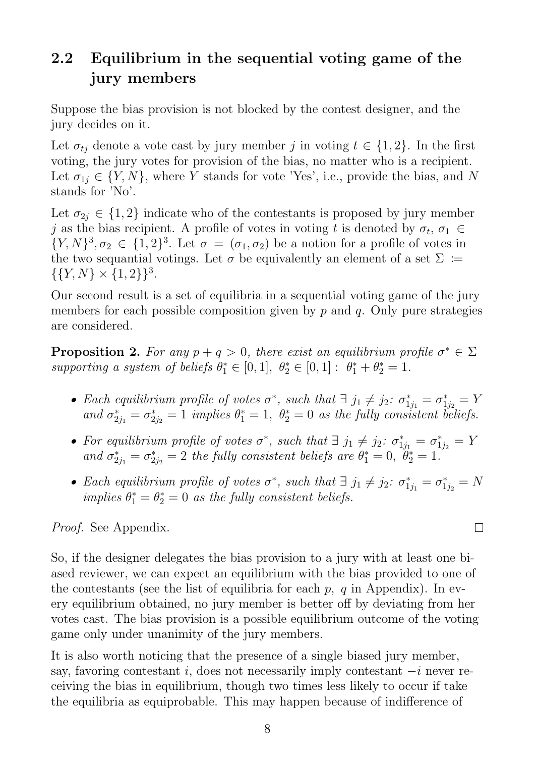## 2.2 Equilibrium in the sequential voting game of the jury members

Suppose the bias provision is not blocked by the contest designer, and the jury decides on it.

Let $\sigma_{tj}$ denote a vote cast by jury member $j$ in voting $t \in \{1, 2\}$. In the first voting, the jury votes for provision of the bias, no matter who is a recipient. Let $\sigma_{1j} \in \{Y, N\}$, where $Y$ stands for vote 'Yes', i.e., provide the bias, and $N$ stands for 'No'.

Let $\sigma_{2j} \in \{1, 2\}$ indicate who of the contestants is proposed by jury member $j$ as the bias recipient. A profile of votes in voting $t$ is denoted by $\sigma_t$, $\sigma_1 \in \{Y, N\}^3, \sigma_2 \in \{1, 2\}^3$. Let $\sigma = (\sigma_1, \sigma_2)$ be a notion for a profile of votes in the two sequantial votings. Let $\sigma$ be equivalently an element of a set $\Sigma := \{\{Y, N\} \times \{1, 2\}\}^3$.

Our second result is a set of equilibria in a sequential voting game of the jury members for each possible composition given by $p$ and $q$. Only pure strategies are considered.

**Proposition 2.** *For any $p + q > 0$, there exist an equilibrium profile $\sigma^* \in \Sigma$ supporting a system of beliefs $\theta_1^* \in [0, 1],\ \theta_2^* \in [0, 1] :\ \theta_1^* + \theta_2^* = 1$.*

- *Each equilibrium profile of votes $\sigma^*$, such that $\exists\ j_1 \neq j_2$: $\sigma_{1j_1}^* = \sigma_{1j_2}^* = Y$ and $\sigma_{2j_1}^* = \sigma_{2j_2}^* = 1$ implies $\theta_1^* = 1,\ \theta_2^* = 0$ as the fully consistent beliefs.*
- *For equilibrium profile of votes $\sigma^*$, such that $\exists\ j_1 \neq j_2$: $\sigma_{1j_1}^* = \sigma_{1j_2}^* = Y$ and $\sigma_{2j_1}^* = \sigma_{2j_2}^* = 2$ the fully consistent beliefs are $\theta_1^* = 0,\ \theta_2^* = 1$.*
- *Each equilibrium profile of votes $\sigma^*$, such that $\exists\ j_1 \neq j_2$: $\sigma_{1j_1}^* = \sigma_{1j_2}^* = N$ implies $\theta_1^* = \theta_2^* = 0$ as the fully consistent beliefs.*

*Proof.* See Appendix. □

So, if the designer delegates the bias provision to a jury with at least one biased reviewer, we can expect an equilibrium with the bias provided to one of the contestants (see the list of equilibria for each $p$, $q$ in Appendix). In every equilibrium obtained, no jury member is better off by deviating from her votes cast. The bias provision is a possible equilibrium outcome of the voting game only under unanimity of the jury members.

It is also worth noticing that the presence of a single biased jury member, say, favoring contestant $i$, does not necessarily imply contestant $-i$ never receiving the bias in equilibrium, though two times less likely to occur if take the equilibria as equiprobable. This may happen because of indifference of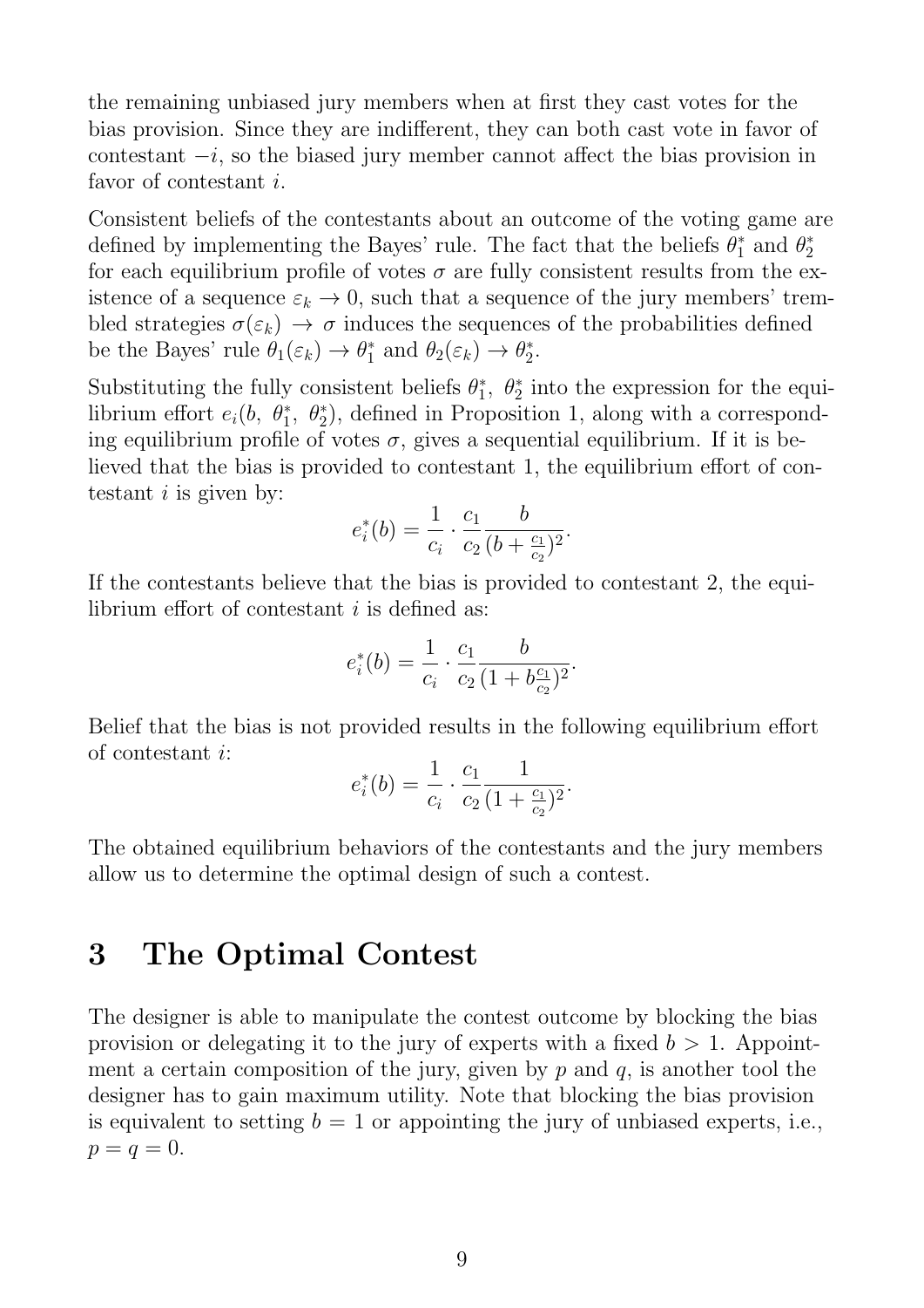the remaining unbiased jury members when at first they cast votes for the bias provision. Since they are indifferent, they can both cast vote in favor of contestant $-i$, so the biased jury member cannot affect the bias provision in favor of contestant $i$.

Consistent beliefs of the contestants about an outcome of the voting game are defined by implementing the Bayes' rule. The fact that the beliefs $\theta_1^*$ and $\theta_2^*$ for each equilibrium profile of votes $\sigma$ are fully consistent results from the existence of a sequence $\varepsilon_k \to 0$, such that a sequence of the jury members' trembled strategies $\sigma(\varepsilon_k) \to \sigma$ induces the sequences of the probabilities defined be the Bayes' rule $\theta_1(\varepsilon_k) \to \theta_1^*$ and $\theta_2(\varepsilon_k) \to \theta_2^*$.

Substituting the fully consistent beliefs $\theta_1^*,\ \theta_2^*$ into the expression for the equilibrium effort $e_i(b,\ \theta_1^*,\ \theta_2^*)$, defined in Proposition 1, along with a corresponding equilibrium profile of votes $\sigma$, gives a sequential equilibrium. If it is believed that the bias is provided to contestant 1, the equilibrium effort of contestant $i$ is given by:

$$e_i^*(b) = \frac{1}{c_i} \cdot \frac{c_1}{c_2} \frac{b}{(b + \frac{c_1}{c_2})^2}.$$

If the contestants believe that the bias is provided to contestant 2, the equilibrium effort of contestant $i$ is defined as:

$$e_i^*(b) = \frac{1}{c_i} \cdot \frac{c_1}{c_2} \frac{b}{(1 + b\frac{c_1}{c_2})^2}.$$

Belief that the bias is not provided results in the following equilibrium effort of contestant $i$:

$$e_i^*(b) = \frac{1}{c_i} \cdot \frac{c_1}{c_2} \frac{1}{(1 + \frac{c_1}{c_2})^2}.$$

The obtained equilibrium behaviors of the contestants and the jury members allow us to determine the optimal design of such a contest.

# 3 The Optimal Contest

The designer is able to manipulate the contest outcome by blocking the bias provision or delegating it to the jury of experts with a fixed $b > 1$. Appointment a certain composition of the jury, given by $p$ and $q$, is another tool the designer has to gain maximum utility. Note that blocking the bias provision is equivalent to setting $b = 1$ or appointing the jury of unbiased experts, i.e., $p = q = 0$.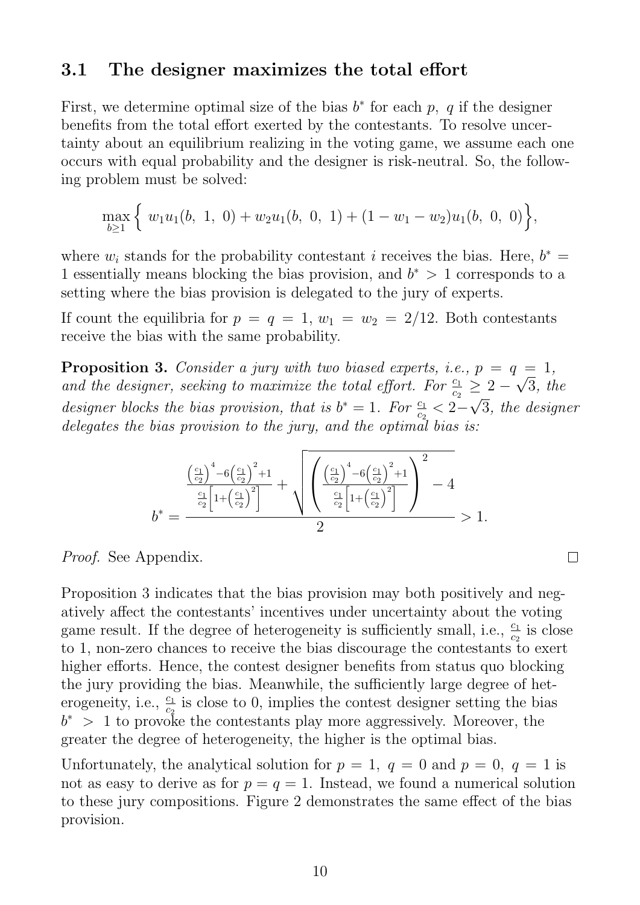### 3.1 The designer maximizes the total effort

First, we determine optimal size of the bias $b^*$ for each $p,\ q$ if the designer benefits from the total effort exerted by the contestants. To resolve uncertainty about an equilibrium realizing in the voting game, we assume each one occurs with equal probability and the designer is risk-neutral. So, the following problem must be solved:

$$\max_{b\geq 1}\Big\{\ w_1 u_1(b,\ 1,\ 0) + w_2 u_1(b,\ 0,\ 1) + (1-w_1-w_2)u_1(b,\ 0,\ 0)\Big\},$$

where $w_i$ stands for the probability contestant $i$ receives the bias. Here, $b^* = 1$ essentially means blocking the bias provision, and $b^* > 1$ corresponds to a setting where the bias provision is delegated to the jury of experts.

If count the equilibria for $p = q = 1$, $w_1 = w_2 = 2/12$. Both contestants receive the bias with the same probability.

**Proposition 3.** *Consider a jury with two biased experts, i.e., $p = q = 1$, and the designer, seeking to maximize the total effort. For $\frac{c_1}{c_2} \geq 2 - \sqrt{3}$, the designer blocks the bias provision, that is $b^* = 1$. For $\frac{c_1}{c_2} < 2-\sqrt{3}$, the designer delegates the bias provision to the jury, and the optimal bias is:*

$$b^* = \frac{\frac{\left(\frac{c_1}{c_2}\right)^4 - 6\left(\frac{c_1}{c_2}\right)^2 + 1}{\frac{c_1}{c_2}\left[1+\left(\frac{c_1}{c_2}\right)^2\right]} + \sqrt{\left(\frac{\left(\frac{c_1}{c_2}\right)^4 - 6\left(\frac{c_1}{c_2}\right)^2 + 1}{\frac{c_1}{c_2}\left[1+\left(\frac{c_1}{c_2}\right)^2\right]}\right)^2 - 4}}{2} > 1.$$

*Proof.* See Appendix. □

Proposition 3 indicates that the bias provision may both positively and negatively affect the contestants' incentives under uncertainty about the voting game result. If the degree of heterogeneity is sufficiently small, i.e., $\frac{c_1}{c_2}$ is close to 1, non-zero chances to receive the bias discourage the contestants to exert higher efforts. Hence, the contest designer benefits from status quo blocking the jury providing the bias. Meanwhile, the sufficiently large degree of heterogeneity, i.e., $\frac{c_1}{c_2}$ is close to 0, implies the contest designer setting the bias $b^* > 1$ to provoke the contestants play more aggressively. Moreover, the greater the degree of heterogeneity, the higher is the optimal bias.

Unfortunately, the analytical solution for $p = 1,\ q = 0$ and $p = 0,\ q = 1$ is not as easy to derive as for $p = q = 1$. Instead, we found a numerical solution to these jury compositions. Figure 2 demonstrates the same effect of the bias provision.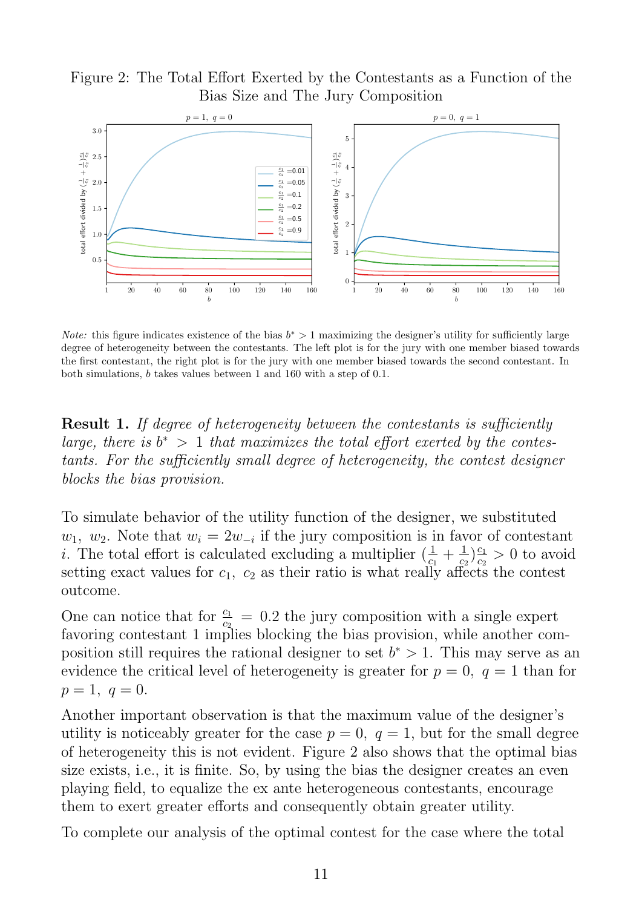Figure 2: The Total Effort Exerted by the Contestants as a Function of the Bias Size and The Jury Composition

*Note:* this figure indicates existence of the bias $b^* > 1$ maximizing the designer's utility for sufficiently large degree of heterogeneity between the contestants. The left plot is for the jury with one member biased towards the first contestant, the right plot is for the jury with one member biased towards the second contestant. In both simulations, $b$ takes values between 1 and 160 with a step of 0.1.

**Result 1.** *If degree of heterogeneity between the contestants is sufficiently large, there is $b^* > 1$ that maximizes the total effort exerted by the contestants. For the sufficiently small degree of heterogeneity, the contest designer blocks the bias provision.*

To simulate behavior of the utility function of the designer, we substituted $w_1,\ w_2$. Note that $w_i = 2w_{-i}$ if the jury composition is in favor of contestant $i$. The total effort is calculated excluding a multiplier $(\frac{1}{c_1} + \frac{1}{c_2})\frac{c_1}{c_2} > 0$ to avoid setting exact values for $c_1,\ c_2$ as their ratio is what really affects the contest outcome.

One can notice that for $\frac{c_1}{c_2} = 0.2$ the jury composition with a single expert favoring contestant 1 implies blocking the bias provision, while another composition still requires the rational designer to set $b^* > 1$. This may serve as an evidence the critical level of heterogeneity is greater for $p = 0,\ q = 1$ than for $p = 1,\ q = 0$.

Another important observation is that the maximum value of the designer's utility is noticeably greater for the case $p = 0,\ q = 1$, but for the small degree of heterogeneity this is not evident. Figure 2 also shows that the optimal bias size exists, i.e., it is finite. So, by using the bias the designer creates an even playing field, to equalize the ex ante heterogeneous contestants, encourage them to exert greater efforts and consequently obtain greater utility.

To complete our analysis of the optimal contest for the case where the total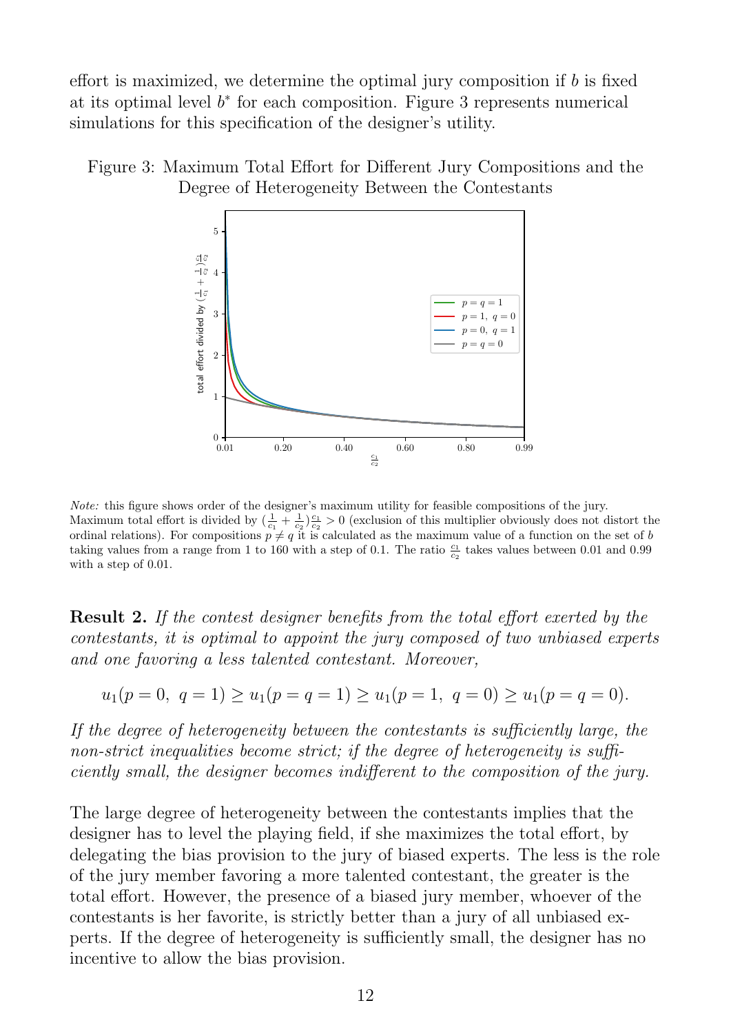effort is maximized, we determine the optimal jury composition if $b$ is fixed at its optimal level $b^*$ for each composition. Figure 3 represents numerical simulations for this specification of the designer's utility.

Figure 3: Maximum Total Effort for Different Jury Compositions and the Degree of Heterogeneity Between the Contestants

*Note:* this figure shows order of the designer's maximum utility for feasible compositions of the jury. Maximum total effort is divided by $(\frac{1}{c_1} + \frac{1}{c_2})\frac{c_1}{c_2} > 0$ (exclusion of this multiplier obviously does not distort the ordinal relations). For compositions $p \neq q$ it is calculated as the maximum value of a function on the set of $b$ taking values from a range from 1 to 160 with a step of 0.1. The ratio $\frac{c_1}{c_2}$ takes values between 0.01 and 0.99 with a step of 0.01.

**Result 2.** *If the contest designer benefits from the total effort exerted by the contestants, it is optimal to appoint the jury composed of two unbiased experts and one favoring a less talented contestant. Moreover,*

$$u_1(p = 0,\ q = 1) \geq u_1(p = q = 1) \geq u_1(p = 1,\ q = 0) \geq u_1(p = q = 0).$$

*If the degree of heterogeneity between the contestants is sufficiently large, the non-strict inequalities become strict; if the degree of heterogeneity is sufficiently small, the designer becomes indifferent to the composition of the jury.*

The large degree of heterogeneity between the contestants implies that the designer has to level the playing field, if she maximizes the total effort, by delegating the bias provision to the jury of biased experts. The less is the role of the jury member favoring a more talented contestant, the greater is the total effort. However, the presence of a biased jury member, whoever of the contestants is her favorite, is strictly better than a jury of all unbiased experts. If the degree of heterogeneity is sufficiently small, the designer has no incentive to allow the bias provision.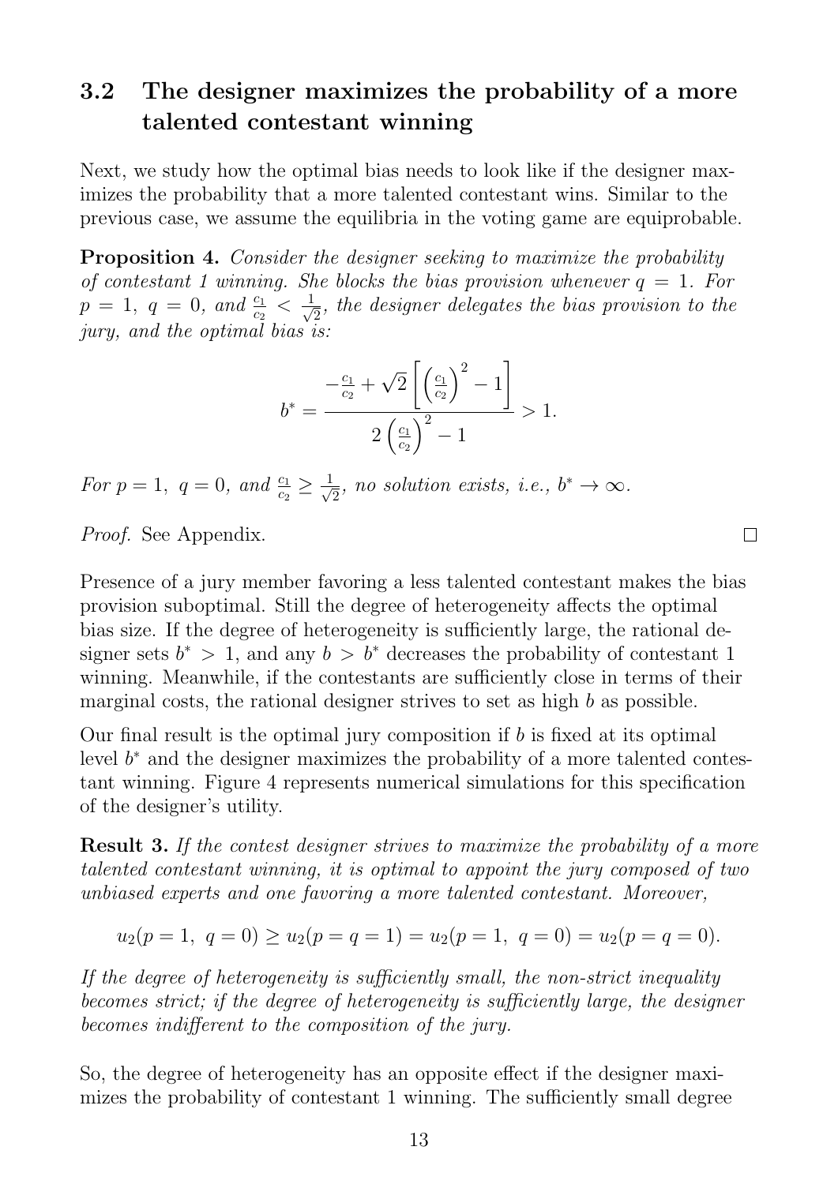## 3.2 The designer maximizes the probability of a more talented contestant winning

Next, we study how the optimal bias needs to look like if the designer maximizes the probability that a more talented contestant wins. Similar to the previous case, we assume the equilibria in the voting game are equiprobable.

**Proposition 4.** *Consider the designer seeking to maximize the probability of contestant 1 winning. She blocks the bias provision whenever $q = 1$. For $p = 1,\ q = 0$, and $\frac{c_1}{c_2} < \frac{1}{\sqrt{2}}$, the designer delegates the bias provision to the jury, and the optimal bias is:*

$$b^* = \frac{-\frac{c_1}{c_2} + \sqrt{2}\left[\left(\frac{c_1}{c_2}\right)^2 - 1\right]}{2\left(\frac{c_1}{c_2}\right)^2 - 1} > 1.$$

*For $p = 1,\ q = 0$, and $\frac{c_1}{c_2} \geq \frac{1}{\sqrt{2}}$, no solution exists, i.e., $b^* \to \infty$.*

*Proof.* See Appendix. □

Presence of a jury member favoring a less talented contestant makes the bias provision suboptimal. Still the degree of heterogeneity affects the optimal bias size. If the degree of heterogeneity is sufficiently large, the rational designer sets $b^* > 1$, and any $b > b^*$ decreases the probability of contestant 1 winning. Meanwhile, if the contestants are sufficiently close in terms of their marginal costs, the rational designer strives to set as high $b$ as possible.

Our final result is the optimal jury composition if $b$ is fixed at its optimal level $b^*$ and the designer maximizes the probability of a more talented contestant winning. Figure 4 represents numerical simulations for this specification of the designer's utility.

**Result 3.** *If the contest designer strives to maximize the probability of a more talented contestant winning, it is optimal to appoint the jury composed of two unbiased experts and one favoring a more talented contestant. Moreover,*

$$u_2(p = 1,\ q = 0) \geq u_2(p = q = 1) = u_2(p = 1,\ q = 0) = u_2(p = q = 0).$$

*If the degree of heterogeneity is sufficiently small, the non-strict inequality becomes strict; if the degree of heterogeneity is sufficiently large, the designer becomes indifferent to the composition of the jury.*

So, the degree of heterogeneity has an opposite effect if the designer maximizes the probability of contestant 1 winning. The sufficiently small degree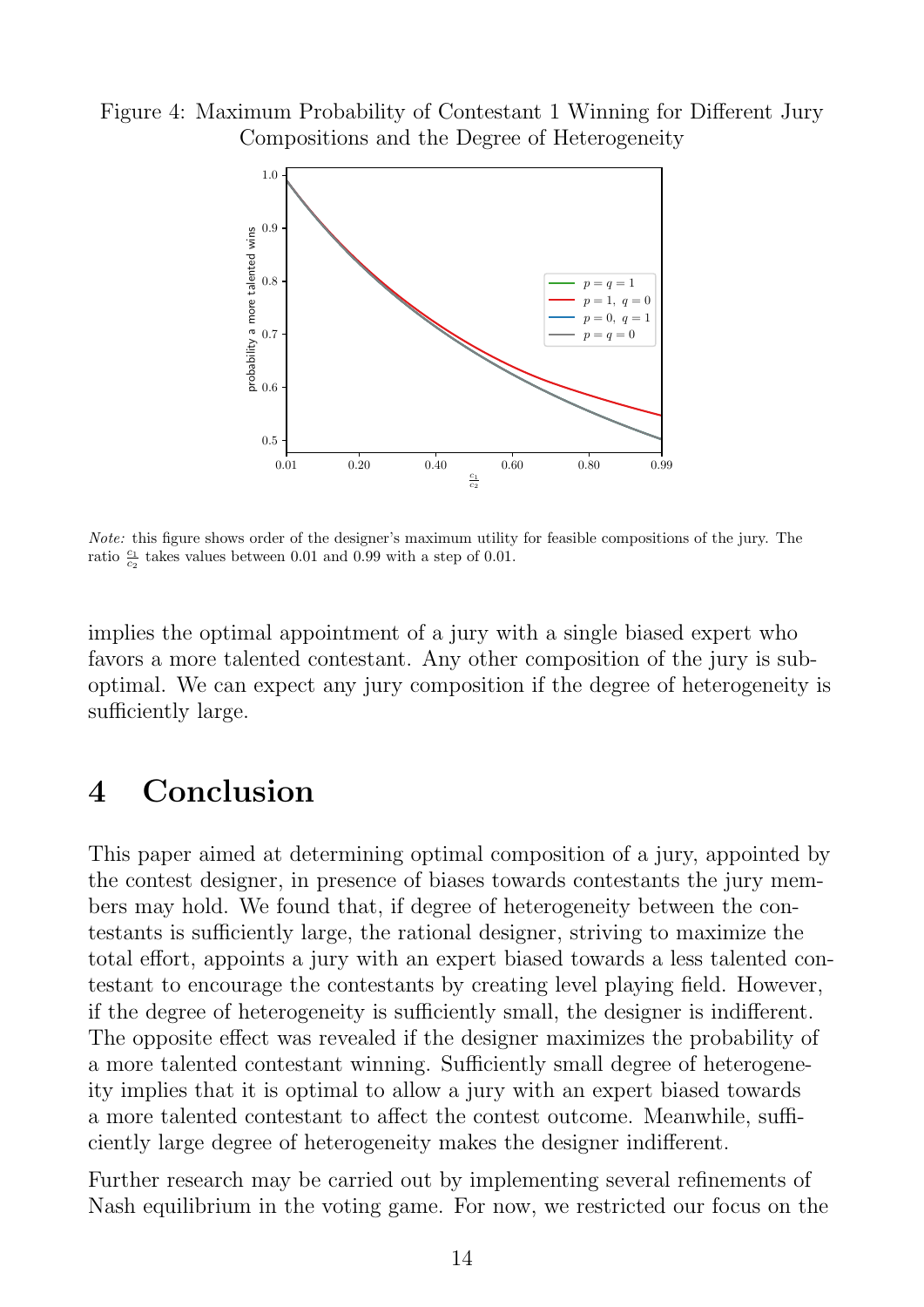Figure 4: Maximum Probability of Contestant 1 Winning for Different Jury Compositions and the Degree of Heterogeneity

*Note:* this figure shows order of the designer's maximum utility for feasible compositions of the jury. The ratio $\frac{c_1}{c_2}$ takes values between 0.01 and 0.99 with a step of 0.01.

implies the optimal appointment of a jury with a single biased expert who favors a more talented contestant. Any other composition of the jury is suboptimal. We can expect any jury composition if the degree of heterogeneity is sufficiently large.

# 4 Conclusion

This paper aimed at determining optimal composition of a jury, appointed by the contest designer, in presence of biases towards contestants the jury members may hold. We found that, if degree of heterogeneity between the contestants is sufficiently large, the rational designer, striving to maximize the total effort, appoints a jury with an expert biased towards a less talented contestant to encourage the contestants by creating level playing field. However, if the degree of heterogeneity is sufficiently small, the designer is indifferent. The opposite effect was revealed if the designer maximizes the probability of a more talented contestant winning. Sufficiently small degree of heterogeneity implies that it is optimal to allow a jury with an expert biased towards a more talented contestant to affect the contest outcome. Meanwhile, sufficiently large degree of heterogeneity makes the designer indifferent.

Further research may be carried out by implementing several refinements of Nash equilibrium in the voting game. For now, we restricted our focus on the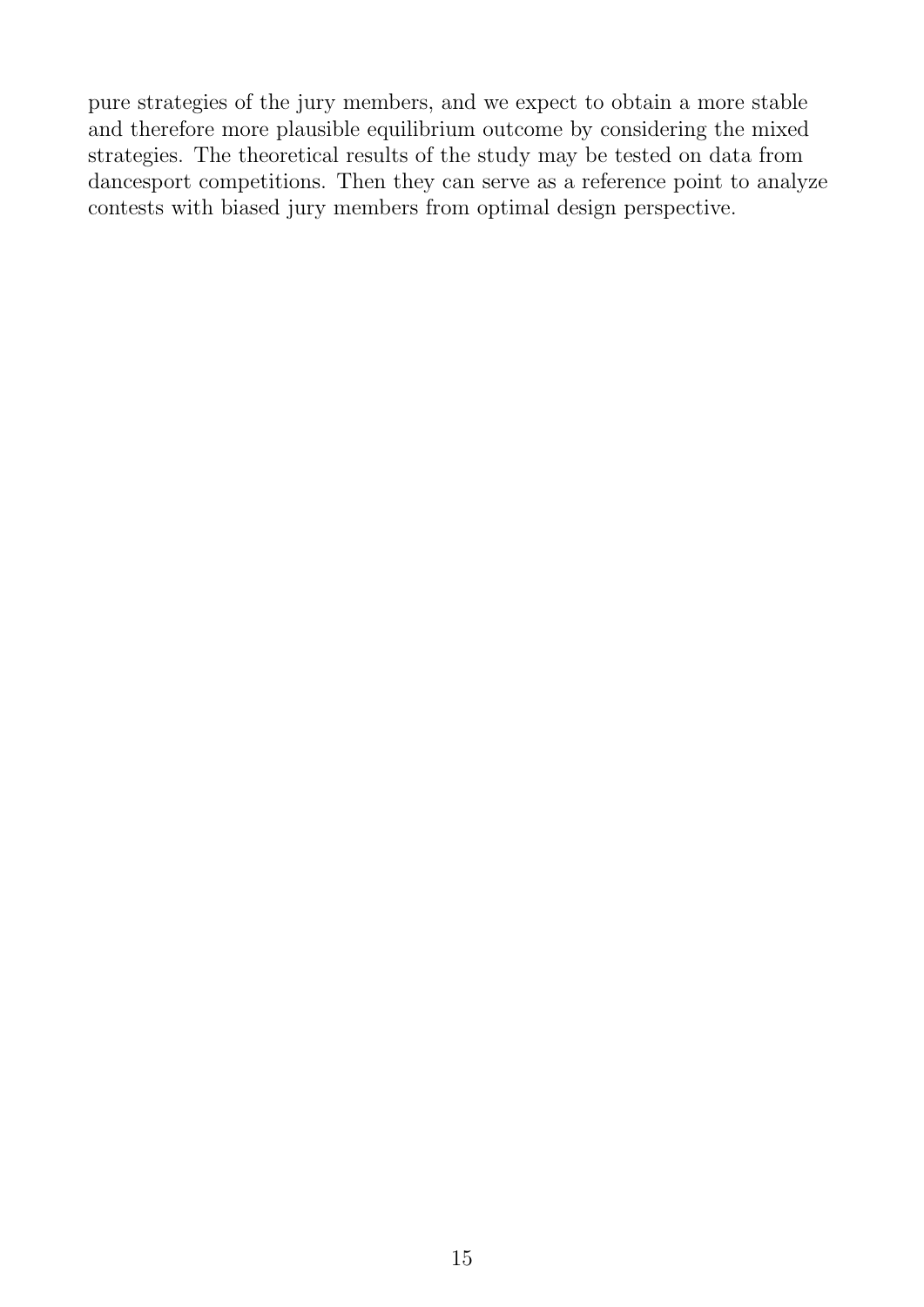pure strategies of the jury members, and we expect to obtain a more stable and therefore more plausible equilibrium outcome by considering the mixed strategies. The theoretical results of the study may be tested on data from dancesport competitions. Then they can serve as a reference point to analyze contests with biased jury members from optimal design perspective.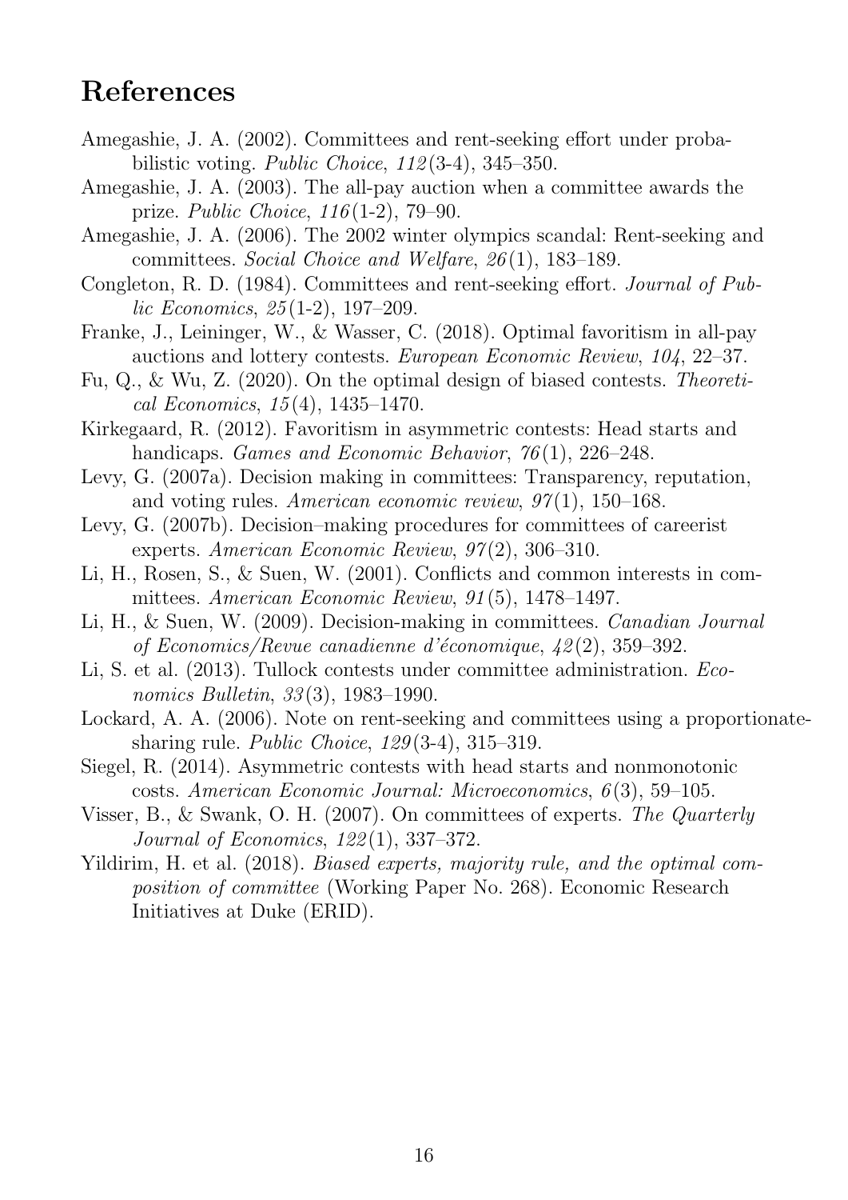# References

Amegashie, J. A. (2002). Committees and rent-seeking effort under probabilistic voting. *Public Choice*, *112*(3-4), 345–350.

Amegashie, J. A. (2003). The all-pay auction when a committee awards the prize. *Public Choice*, *116*(1-2), 79–90.

Amegashie, J. A. (2006). The 2002 winter olympics scandal: Rent-seeking and committees. *Social Choice and Welfare*, *26*(1), 183–189.

Congleton, R. D. (1984). Committees and rent-seeking effort. *Journal of Public Economics*, *25*(1-2), 197–209.

Franke, J., Leininger, W., & Wasser, C. (2018). Optimal favoritism in all-pay auctions and lottery contests. *European Economic Review*, *104*, 22–37.

Fu, Q., & Wu, Z. (2020). On the optimal design of biased contests. *Theoretical Economics*, *15*(4), 1435–1470.

Kirkegaard, R. (2012). Favoritism in asymmetric contests: Head starts and handicaps. *Games and Economic Behavior*, *76*(1), 226–248.

Levy, G. (2007a). Decision making in committees: Transparency, reputation, and voting rules. *American economic review*, *97*(1), 150–168.

Levy, G. (2007b). Decision–making procedures for committees of careerist experts. *American Economic Review*, *97*(2), 306–310.

Li, H., Rosen, S., & Suen, W. (2001). Conflicts and common interests in committees. *American Economic Review*, *91*(5), 1478–1497.

Li, H., & Suen, W. (2009). Decision-making in committees. *Canadian Journal of Economics/Revue canadienne d'économique*, *42*(2), 359–392.

Li, S. et al. (2013). Tullock contests under committee administration. *Economics Bulletin*, *33*(3), 1983–1990.

Lockard, A. A. (2006). Note on rent-seeking and committees using a proportionate-sharing rule. *Public Choice*, *129*(3-4), 315–319.

Siegel, R. (2014). Asymmetric contests with head starts and nonmonotonic costs. *American Economic Journal: Microeconomics*, *6*(3), 59–105.

Visser, B., & Swank, O. H. (2007). On committees of experts. *The Quarterly Journal of Economics*, *122*(1), 337–372.

Yildirim, H. et al. (2018). *Biased experts, majority rule, and the optimal composition of committee* (Working Paper No. 268). Economic Research Initiatives at Duke (ERID).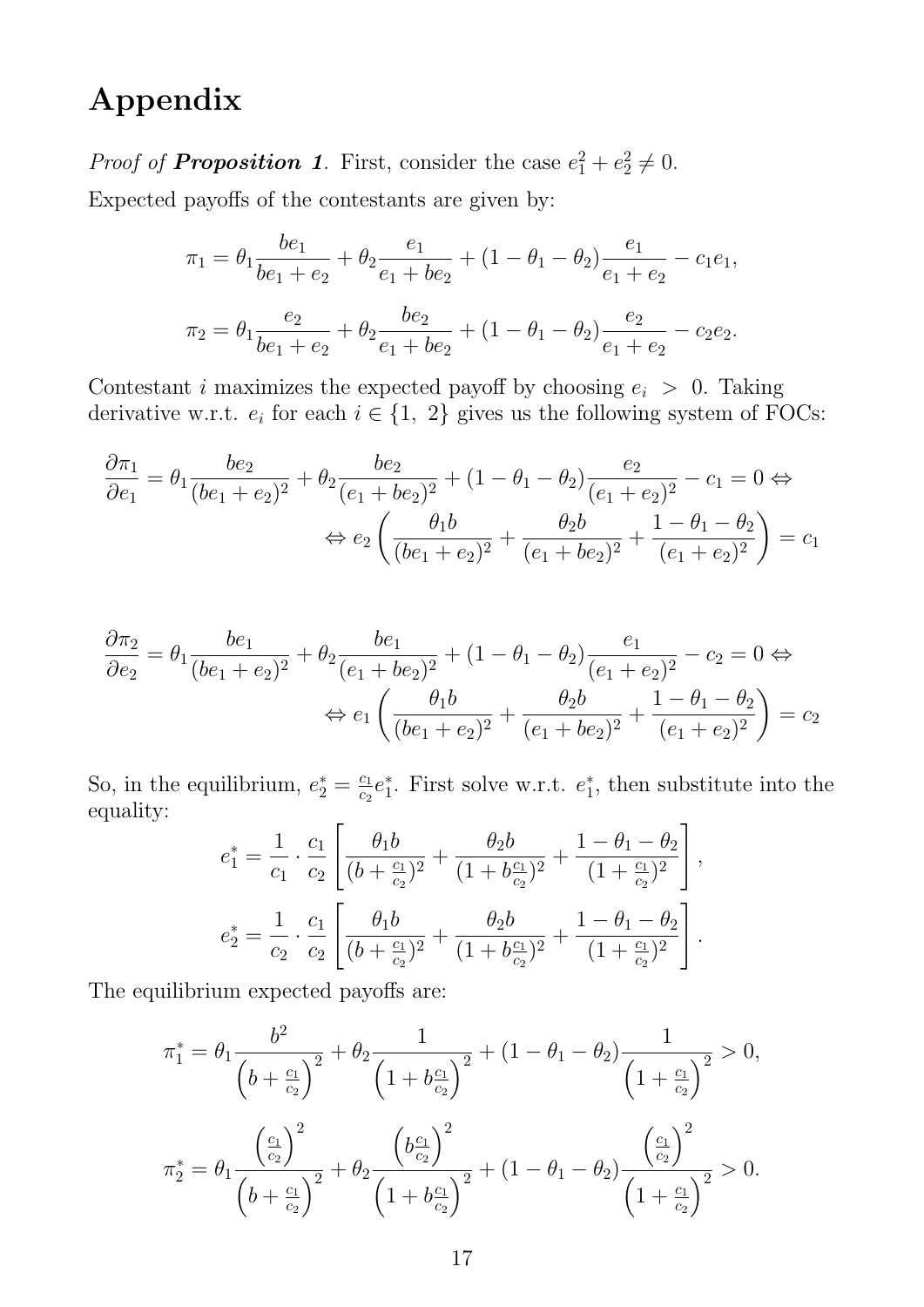# Appendix

*Proof of **Proposition 1**.* First, consider the case $e_1^2 + e_2^2 \neq 0$.

Expected payoffs of the contestants are given by:

$$\pi_1 = \theta_1 \frac{be_1}{be_1 + e_2} + \theta_2 \frac{e_1}{e_1 + be_2} + (1 - \theta_1 - \theta_2)\frac{e_1}{e_1 + e_2} - c_1 e_1,$$

$$\pi_2 = \theta_1 \frac{e_2}{be_1 + e_2} + \theta_2 \frac{be_2}{e_1 + be_2} + (1 - \theta_1 - \theta_2)\frac{e_2}{e_1 + e_2} - c_2 e_2.$$

Contestant $i$ maximizes the expected payoff by choosing $e_i > 0$. Taking derivative w.r.t. $e_i$ for each $i \in \{1, 2\}$ gives us the following system of FOCs:

$$\frac{\partial \pi_1}{\partial e_1} = \theta_1 \frac{be_2}{(be_1 + e_2)^2} + \theta_2 \frac{be_2}{(e_1 + be_2)^2} + (1 - \theta_1 - \theta_2)\frac{e_2}{(e_1 + e_2)^2} - c_1 = 0 \Leftrightarrow$$
$$\Leftrightarrow e_2 \left( \frac{\theta_1 b}{(be_1 + e_2)^2} + \frac{\theta_2 b}{(e_1 + be_2)^2} + \frac{1 - \theta_1 - \theta_2}{(e_1 + e_2)^2} \right) = c_1$$

$$\frac{\partial \pi_2}{\partial e_2} = \theta_1 \frac{be_1}{(be_1 + e_2)^2} + \theta_2 \frac{be_1}{(e_1 + be_2)^2} + (1 - \theta_1 - \theta_2)\frac{e_1}{(e_1 + e_2)^2} - c_2 = 0 \Leftrightarrow$$
$$\Leftrightarrow e_1 \left( \frac{\theta_1 b}{(be_1 + e_2)^2} + \frac{\theta_2 b}{(e_1 + be_2)^2} + \frac{1 - \theta_1 - \theta_2}{(e_1 + e_2)^2} \right) = c_2$$

So, in the equilibrium, $e_2^* = \frac{c_1}{c_2} e_1^*$. First solve w.r.t. $e_1^*$, then substitute into the equality:

$$e_1^* = \frac{1}{c_1} \cdot \frac{c_1}{c_2} \left[ \frac{\theta_1 b}{(b + \frac{c_1}{c_2})^2} + \frac{\theta_2 b}{(1 + b\frac{c_1}{c_2})^2} + \frac{1 - \theta_1 - \theta_2}{(1 + \frac{c_1}{c_2})^2} \right],$$

$$e_2^* = \frac{1}{c_2} \cdot \frac{c_1}{c_2} \left[ \frac{\theta_1 b}{(b + \frac{c_1}{c_2})^2} + \frac{\theta_2 b}{(1 + b\frac{c_1}{c_2})^2} + \frac{1 - \theta_1 - \theta_2}{(1 + \frac{c_1}{c_2})^2} \right].$$

The equilibrium expected payoffs are:

$$\pi_1^* = \theta_1 \frac{b^2}{\left(b + \frac{c_1}{c_2}\right)^2} + \theta_2 \frac{1}{\left(1 + b\frac{c_1}{c_2}\right)^2} + (1 - \theta_1 - \theta_2)\frac{1}{\left(1 + \frac{c_1}{c_2}\right)^2} > 0,$$

$$\pi_2^* = \theta_1 \frac{\left(\frac{c_1}{c_2}\right)^2}{\left(b + \frac{c_1}{c_2}\right)^2} + \theta_2 \frac{\left(b\frac{c_1}{c_2}\right)^2}{\left(1 + b\frac{c_1}{c_2}\right)^2} + (1 - \theta_1 - \theta_2)\frac{\left(\frac{c_1}{c_2}\right)^2}{\left(1 + \frac{c_1}{c_2}\right)^2} > 0.$$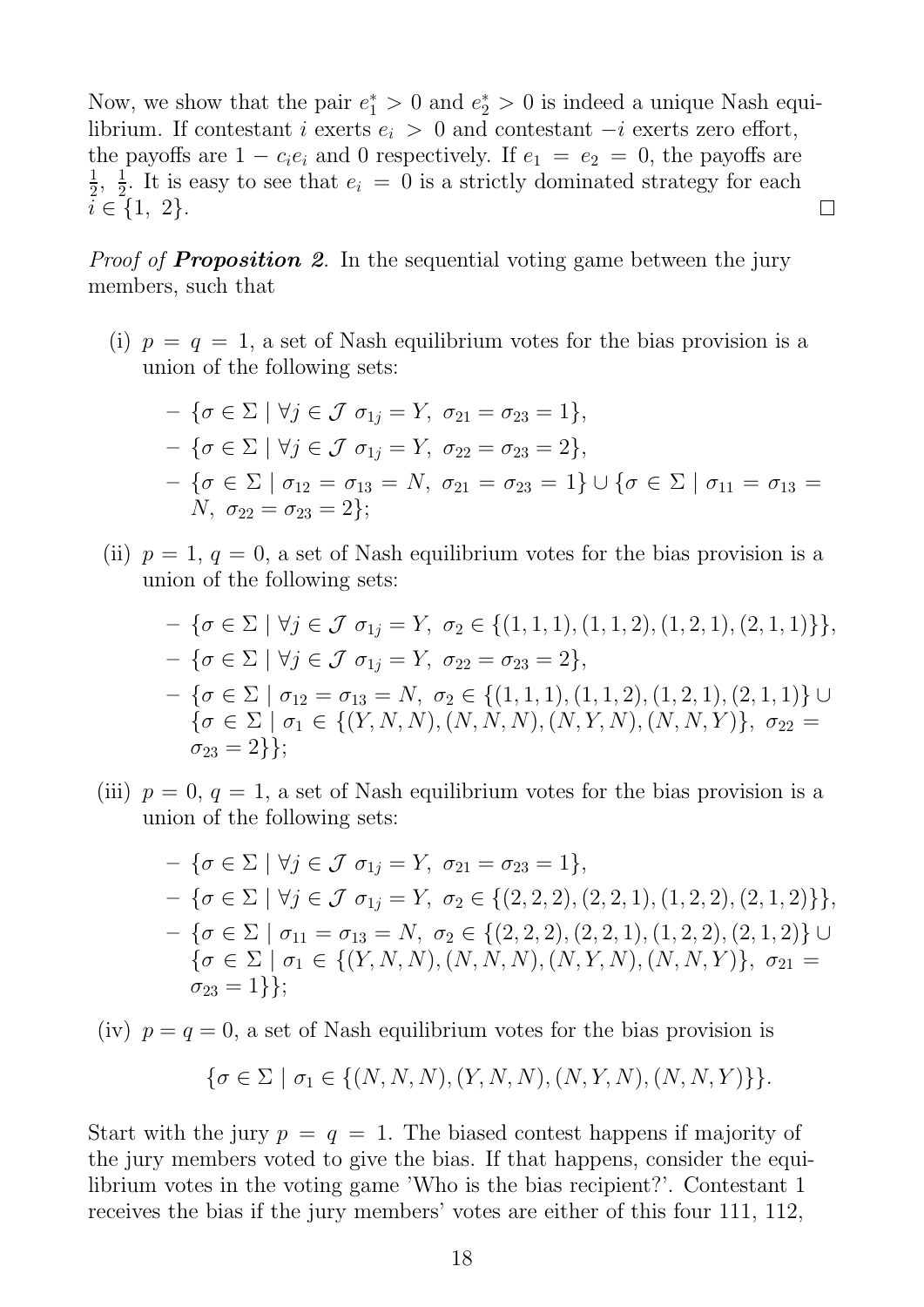Now, we show that the pair $e_1^* > 0$ and $e_2^* > 0$ is indeed a unique Nash equilibrium. If contestant $i$ exerts $e_i > 0$ and contestant $-i$ exerts zero effort, the payoffs are $1 - c_i e_i$ and 0 respectively. If $e_1 = e_2 = 0$, the payoffs are $\frac{1}{2}$, $\frac{1}{2}$. It is easy to see that $e_i = 0$ is a strictly dominated strategy for each $i \in \{1, 2\}$. □

*Proof of* ***Proposition 2***. In the sequential voting game between the jury members, such that

(i) $p = q = 1$, a set of Nash equilibrium votes for the bias provision is a union of the following sets:

- $\{\sigma \in \Sigma \mid \forall j \in \mathcal{J}\ \sigma_{1j} = Y,\ \sigma_{21} = \sigma_{23} = 1\}$,
- $\{\sigma \in \Sigma \mid \forall j \in \mathcal{J}\ \sigma_{1j} = Y,\ \sigma_{22} = \sigma_{23} = 2\}$,
- $\{\sigma \in \Sigma \mid \sigma_{12} = \sigma_{13} = N,\ \sigma_{21} = \sigma_{23} = 1\} \cup \{\sigma \in \Sigma \mid \sigma_{11} = \sigma_{13} = N,\ \sigma_{22} = \sigma_{23} = 2\}$;

(ii) $p = 1$, $q = 0$, a set of Nash equilibrium votes for the bias provision is a union of the following sets:

- $\{\sigma \in \Sigma \mid \forall j \in \mathcal{J}\ \sigma_{1j} = Y,\ \sigma_2 \in \{(1,1,1), (1,1,2), (1,2,1), (2,1,1)\}\}$,
- $\{\sigma \in \Sigma \mid \forall j \in \mathcal{J}\ \sigma_{1j} = Y,\ \sigma_{22} = \sigma_{23} = 2\}$,
- $\{\sigma \in \Sigma \mid \sigma_{12} = \sigma_{13} = N,\ \sigma_2 \in \{(1,1,1), (1,1,2), (1,2,1), (2,1,1)\} \cup \{\sigma \in \Sigma \mid \sigma_1 \in \{(Y,N,N), (N,N,N), (N,Y,N), (N,N,Y)\},\ \sigma_{22} = \sigma_{23} = 2\}\}$;

(iii) $p = 0$, $q = 1$, a set of Nash equilibrium votes for the bias provision is a union of the following sets:

- $\{\sigma \in \Sigma \mid \forall j \in \mathcal{J}\ \sigma_{1j} = Y,\ \sigma_{21} = \sigma_{23} = 1\}$,
- $\{\sigma \in \Sigma \mid \forall j \in \mathcal{J}\ \sigma_{1j} = Y,\ \sigma_2 \in \{(2,2,2), (2,2,1), (1,2,2), (2,1,2)\}\}$,
- $\{\sigma \in \Sigma \mid \sigma_{11} = \sigma_{13} = N,\ \sigma_2 \in \{(2,2,2), (2,2,1), (1,2,2), (2,1,2)\} \cup \{\sigma \in \Sigma \mid \sigma_1 \in \{(Y,N,N), (N,N,N), (N,Y,N), (N,N,Y)\},\ \sigma_{21} = \sigma_{23} = 1\}\}$;

(iv) $p = q = 0$, a set of Nash equilibrium votes for the bias provision is

$$\{\sigma \in \Sigma \mid \sigma_1 \in \{(N,N,N), (Y,N,N), (N,Y,N), (N,N,Y)\}\}.$$

Start with the jury $p = q = 1$. The biased contest happens if majority of the jury members voted to give the bias. If that happens, consider the equilibrium votes in the voting game 'Who is the bias recipient?'. Contestant 1 receives the bias if the jury members' votes are either of this four 111, 112,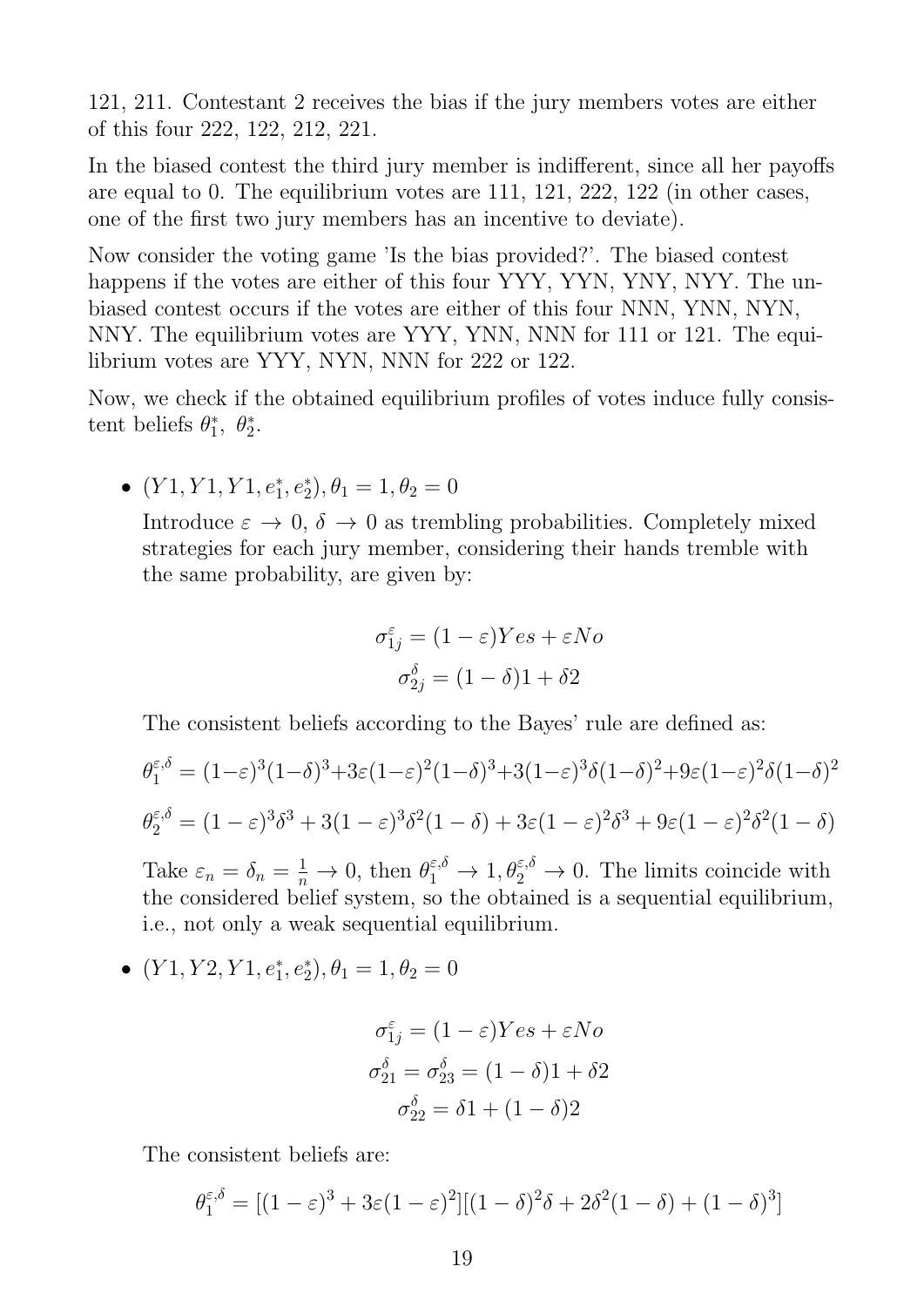121, 211. Contestant 2 receives the bias if the jury members votes are either of this four 222, 122, 212, 221.

In the biased contest the third jury member is indifferent, since all her payoffs are equal to 0. The equilibrium votes are 111, 121, 222, 122 (in other cases, one of the first two jury members has an incentive to deviate).

Now consider the voting game 'Is the bias provided?'. The biased contest happens if the votes are either of this four YYY, YYN, YNY, NYY. The unbiased contest occurs if the votes are either of this four NNN, YNN, NYN, NNY. The equilibrium votes are YYY, YNN, NNN for 111 or 121. The equilibrium votes are YYY, NYN, NNN for 222 or 122.

Now, we check if the obtained equilibrium profiles of votes induce fully consistent beliefs $\theta_1^*,\ \theta_2^*$.

- $(Y1, Y1, Y1, e_1^*, e_2^*), \theta_1 = 1, \theta_2 = 0$

  Introduce $\varepsilon \to 0,\ \delta \to 0$ as trembling probabilities. Completely mixed strategies for each jury member, considering their hands tremble with the same probability, are given by:

$$\sigma_{1j}^{\varepsilon} = (1-\varepsilon)Yes + \varepsilon No$$

$$\sigma_{2j}^{\delta} = (1-\delta)1 + \delta 2$$

  The consistent beliefs according to the Bayes' rule are defined as:

$$\theta_1^{\varepsilon,\delta} = (1-\varepsilon)^3(1-\delta)^3 + 3\varepsilon(1-\varepsilon)^2(1-\delta)^3 + 3(1-\varepsilon)^3\delta(1-\delta)^2 + 9\varepsilon(1-\varepsilon)^2\delta(1-\delta)^2$$

$$\theta_2^{\varepsilon,\delta} = (1-\varepsilon)^3\delta^3 + 3(1-\varepsilon)^3\delta^2(1-\delta) + 3\varepsilon(1-\varepsilon)^2\delta^3 + 9\varepsilon(1-\varepsilon)^2\delta^2(1-\delta)$$

  Take $\varepsilon_n = \delta_n = \frac{1}{n} \to 0$, then $\theta_1^{\varepsilon,\delta} \to 1, \theta_2^{\varepsilon,\delta} \to 0$. The limits coincide with the considered belief system, so the obtained is a sequential equilibrium, i.e., not only a weak sequential equilibrium.

- $(Y1, Y2, Y1, e_1^*, e_2^*), \theta_1 = 1, \theta_2 = 0$

$$\sigma_{1j}^{\varepsilon} = (1-\varepsilon)Yes + \varepsilon No$$

$$\sigma_{21}^{\delta} = \sigma_{23}^{\delta} = (1-\delta)1 + \delta 2$$

$$\sigma_{22}^{\delta} = \delta 1 + (1-\delta)2$$

  The consistent beliefs are:

$$\theta_1^{\varepsilon,\delta} = [(1-\varepsilon)^3 + 3\varepsilon(1-\varepsilon)^2][(1-\delta)^2\delta + 2\delta^2(1-\delta) + (1-\delta)^3]$$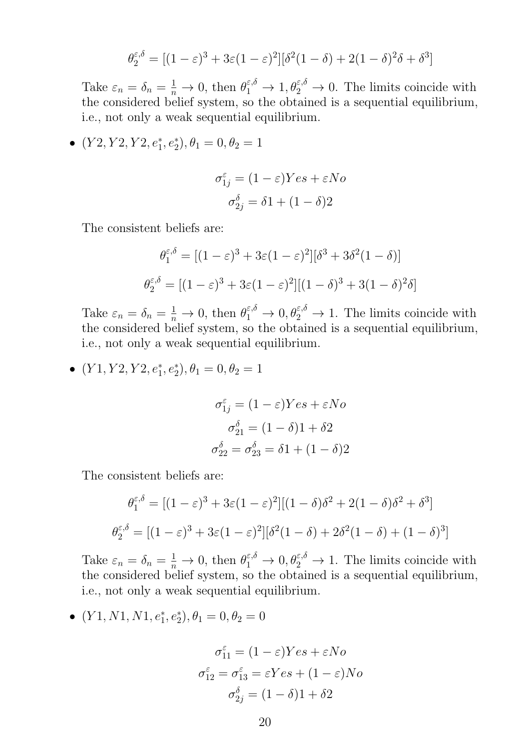$$\theta_2^{\varepsilon,\delta} = [(1-\varepsilon)^3 + 3\varepsilon(1-\varepsilon)^2][\delta^2(1-\delta) + 2(1-\delta)^2\delta + \delta^3]$$

Take $\varepsilon_n = \delta_n = \frac{1}{n} \to 0$, then $\theta_1^{\varepsilon,\delta} \to 1, \theta_2^{\varepsilon,\delta} \to 0$. The limits coincide with the considered belief system, so the obtained is a sequential equilibrium, i.e., not only a weak sequential equilibrium.

- $(Y2, Y2, Y2, e_1^*, e_2^*), \theta_1 = 0, \theta_2 = 1$

$$\sigma_{1j}^{\varepsilon} = (1-\varepsilon)Yes + \varepsilon No$$
$$\sigma_{2j}^{\delta} = \delta 1 + (1-\delta)2$$

The consistent beliefs are:

$$\theta_1^{\varepsilon,\delta} = [(1-\varepsilon)^3 + 3\varepsilon(1-\varepsilon)^2][\delta^3 + 3\delta^2(1-\delta)]$$
$$\theta_2^{\varepsilon,\delta} = [(1-\varepsilon)^3 + 3\varepsilon(1-\varepsilon)^2][(1-\delta)^3 + 3(1-\delta)^2\delta]$$

Take $\varepsilon_n = \delta_n = \frac{1}{n} \to 0$, then $\theta_1^{\varepsilon,\delta} \to 0, \theta_2^{\varepsilon,\delta} \to 1$. The limits coincide with the considered belief system, so the obtained is a sequential equilibrium, i.e., not only a weak sequential equilibrium.

- $(Y1, Y2, Y2, e_1^*, e_2^*), \theta_1 = 0, \theta_2 = 1$

$$\sigma_{1j}^{\varepsilon} = (1-\varepsilon)Yes + \varepsilon No$$
$$\sigma_{21}^{\delta} = (1-\delta)1 + \delta 2$$
$$\sigma_{22}^{\delta} = \sigma_{23}^{\delta} = \delta 1 + (1-\delta)2$$

The consistent beliefs are:

$$\theta_1^{\varepsilon,\delta} = [(1-\varepsilon)^3 + 3\varepsilon(1-\varepsilon)^2][(1-\delta)\delta^2 + 2(1-\delta)\delta^2 + \delta^3]$$
$$\theta_2^{\varepsilon,\delta} = [(1-\varepsilon)^3 + 3\varepsilon(1-\varepsilon)^2][\delta^2(1-\delta) + 2\delta^2(1-\delta) + (1-\delta)^3]$$

Take $\varepsilon_n = \delta_n = \frac{1}{n} \to 0$, then $\theta_1^{\varepsilon,\delta} \to 0, \theta_2^{\varepsilon,\delta} \to 1$. The limits coincide with the considered belief system, so the obtained is a sequential equilibrium, i.e., not only a weak sequential equilibrium.

- $(Y1, N1, N1, e_1^*, e_2^*), \theta_1 = 0, \theta_2 = 0$

$$\sigma_{11}^{\varepsilon} = (1-\varepsilon)Yes + \varepsilon No$$
$$\sigma_{12}^{\varepsilon} = \sigma_{13}^{\varepsilon} = \varepsilon Yes + (1-\varepsilon)No$$
$$\sigma_{2j}^{\delta} = (1-\delta)1 + \delta 2$$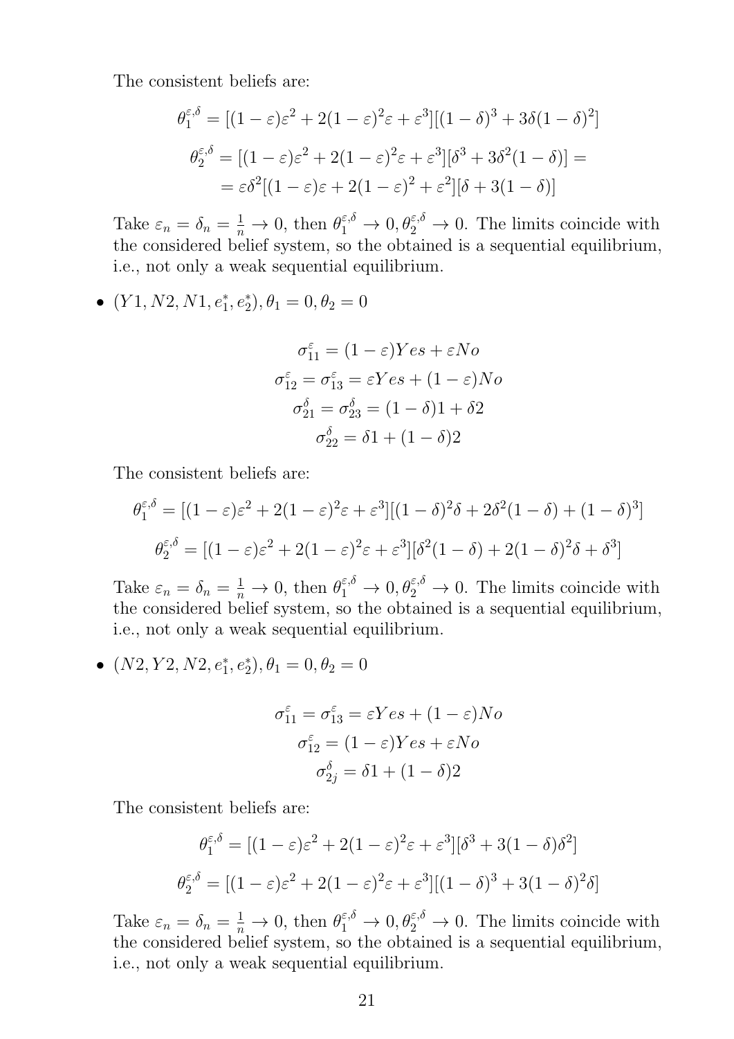The consistent beliefs are:

$$\theta_1^{\varepsilon,\delta} = [(1-\varepsilon)\varepsilon^2 + 2(1-\varepsilon)^2\varepsilon + \varepsilon^3][(1-\delta)^3 + 3\delta(1-\delta)^2]$$

$$\theta_2^{\varepsilon,\delta} = [(1-\varepsilon)\varepsilon^2 + 2(1-\varepsilon)^2\varepsilon + \varepsilon^3][\delta^3 + 3\delta^2(1-\delta)] =$$
$$= \varepsilon\delta^2[(1-\varepsilon)\varepsilon + 2(1-\varepsilon)^2 + \varepsilon^2][\delta + 3(1-\delta)]$$

Take $\varepsilon_n = \delta_n = \frac{1}{n} \to 0$, then $\theta_1^{\varepsilon,\delta} \to 0, \theta_2^{\varepsilon,\delta} \to 0$. The limits coincide with the considered belief system, so the obtained is a sequential equilibrium, i.e., not only a weak sequential equilibrium.

- $(Y1, N2, N1, e_1^*, e_2^*), \theta_1 = 0, \theta_2 = 0$

$$\sigma_{11}^{\varepsilon} = (1-\varepsilon)Yes + \varepsilon No$$
$$\sigma_{12}^{\varepsilon} = \sigma_{13}^{\varepsilon} = \varepsilon Yes + (1-\varepsilon)No$$
$$\sigma_{21}^{\delta} = \sigma_{23}^{\delta} = (1-\delta)1 + \delta 2$$
$$\sigma_{22}^{\delta} = \delta 1 + (1-\delta)2$$

The consistent beliefs are:

$$\theta_1^{\varepsilon,\delta} = [(1-\varepsilon)\varepsilon^2 + 2(1-\varepsilon)^2\varepsilon + \varepsilon^3][(1-\delta)^2\delta + 2\delta^2(1-\delta) + (1-\delta)^3]$$

$$\theta_2^{\varepsilon,\delta} = [(1-\varepsilon)\varepsilon^2 + 2(1-\varepsilon)^2\varepsilon + \varepsilon^3][\delta^2(1-\delta) + 2(1-\delta)^2\delta + \delta^3]$$

Take $\varepsilon_n = \delta_n = \frac{1}{n} \to 0$, then $\theta_1^{\varepsilon,\delta} \to 0, \theta_2^{\varepsilon,\delta} \to 0$. The limits coincide with the considered belief system, so the obtained is a sequential equilibrium, i.e., not only a weak sequential equilibrium.

- $(N2, Y2, N2, e_1^*, e_2^*), \theta_1 = 0, \theta_2 = 0$

$$\sigma_{11}^{\varepsilon} = \sigma_{13}^{\varepsilon} = \varepsilon Yes + (1-\varepsilon)No$$
$$\sigma_{12}^{\varepsilon} = (1-\varepsilon)Yes + \varepsilon No$$
$$\sigma_{2j}^{\delta} = \delta 1 + (1-\delta)2$$

The consistent beliefs are:

$$\theta_1^{\varepsilon,\delta} = [(1-\varepsilon)\varepsilon^2 + 2(1-\varepsilon)^2\varepsilon + \varepsilon^3][\delta^3 + 3(1-\delta)\delta^2]$$

$$\theta_2^{\varepsilon,\delta} = [(1-\varepsilon)\varepsilon^2 + 2(1-\varepsilon)^2\varepsilon + \varepsilon^3][(1-\delta)^3 + 3(1-\delta)^2\delta]$$

Take $\varepsilon_n = \delta_n = \frac{1}{n} \to 0$, then $\theta_1^{\varepsilon,\delta} \to 0, \theta_2^{\varepsilon,\delta} \to 0$. The limits coincide with the considered belief system, so the obtained is a sequential equilibrium, i.e., not only a weak sequential equilibrium.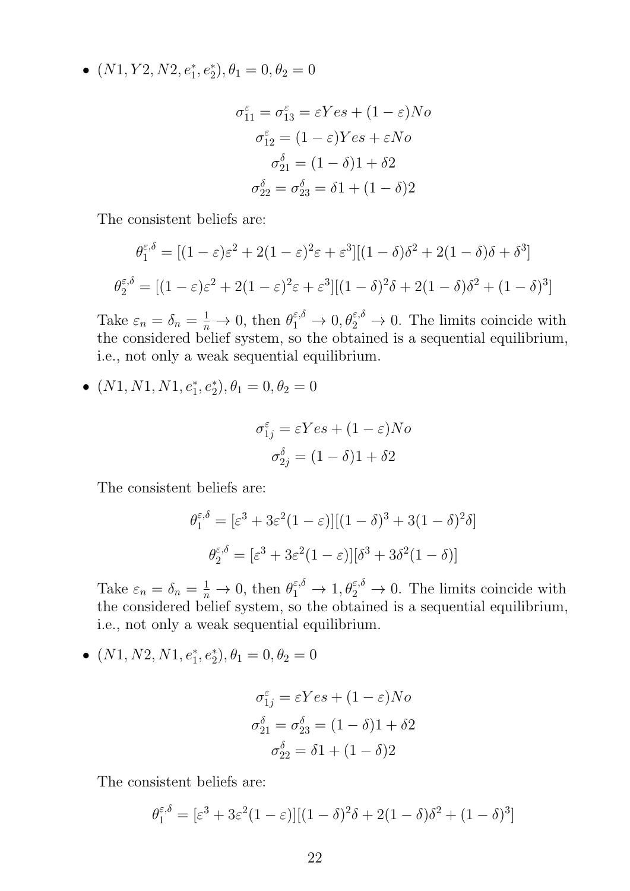- $(N1, Y2, N2, e_1^*, e_2^*), \theta_1 = 0, \theta_2 = 0$

$$\sigma_{11}^{\varepsilon} = \sigma_{13}^{\varepsilon} = \varepsilon Yes + (1-\varepsilon)No$$
$$\sigma_{12}^{\varepsilon} = (1-\varepsilon)Yes + \varepsilon No$$
$$\sigma_{21}^{\delta} = (1-\delta)1 + \delta 2$$
$$\sigma_{22}^{\delta} = \sigma_{23}^{\delta} = \delta 1 + (1-\delta)2$$

The consistent beliefs are:

$$\theta_1^{\varepsilon,\delta} = [(1-\varepsilon)\varepsilon^2 + 2(1-\varepsilon)^2\varepsilon + \varepsilon^3][(1-\delta)\delta^2 + 2(1-\delta)\delta + \delta^3]$$
$$\theta_2^{\varepsilon,\delta} = [(1-\varepsilon)\varepsilon^2 + 2(1-\varepsilon)^2\varepsilon + \varepsilon^3][(1-\delta)^2\delta + 2(1-\delta)\delta^2 + (1-\delta)^3]$$

Take $\varepsilon_n = \delta_n = \frac{1}{n} \to 0$, then $\theta_1^{\varepsilon,\delta} \to 0, \theta_2^{\varepsilon,\delta} \to 0$. The limits coincide with the considered belief system, so the obtained is a sequential equilibrium, i.e., not only a weak sequential equilibrium.

- $(N1, N1, N1, e_1^*, e_2^*), \theta_1 = 0, \theta_2 = 0$

$$\sigma_{1j}^{\varepsilon} = \varepsilon Yes + (1-\varepsilon)No$$
$$\sigma_{2j}^{\delta} = (1-\delta)1 + \delta 2$$

The consistent beliefs are:

$$\theta_1^{\varepsilon,\delta} = [\varepsilon^3 + 3\varepsilon^2(1-\varepsilon)][(1-\delta)^3 + 3(1-\delta)^2\delta]$$
$$\theta_2^{\varepsilon,\delta} = [\varepsilon^3 + 3\varepsilon^2(1-\varepsilon)][\delta^3 + 3\delta^2(1-\delta)]$$

Take $\varepsilon_n = \delta_n = \frac{1}{n} \to 0$, then $\theta_1^{\varepsilon,\delta} \to 1, \theta_2^{\varepsilon,\delta} \to 0$. The limits coincide with the considered belief system, so the obtained is a sequential equilibrium, i.e., not only a weak sequential equilibrium.

- $(N1, N2, N1, e_1^*, e_2^*), \theta_1 = 0, \theta_2 = 0$

$$\sigma_{1j}^{\varepsilon} = \varepsilon Yes + (1-\varepsilon)No$$
$$\sigma_{21}^{\delta} = \sigma_{23}^{\delta} = (1-\delta)1 + \delta 2$$
$$\sigma_{22}^{\delta} = \delta 1 + (1-\delta)2$$

The consistent beliefs are:

$$\theta_1^{\varepsilon,\delta} = [\varepsilon^3 + 3\varepsilon^2(1-\varepsilon)][(1-\delta)^2\delta + 2(1-\delta)\delta^2 + (1-\delta)^3]$$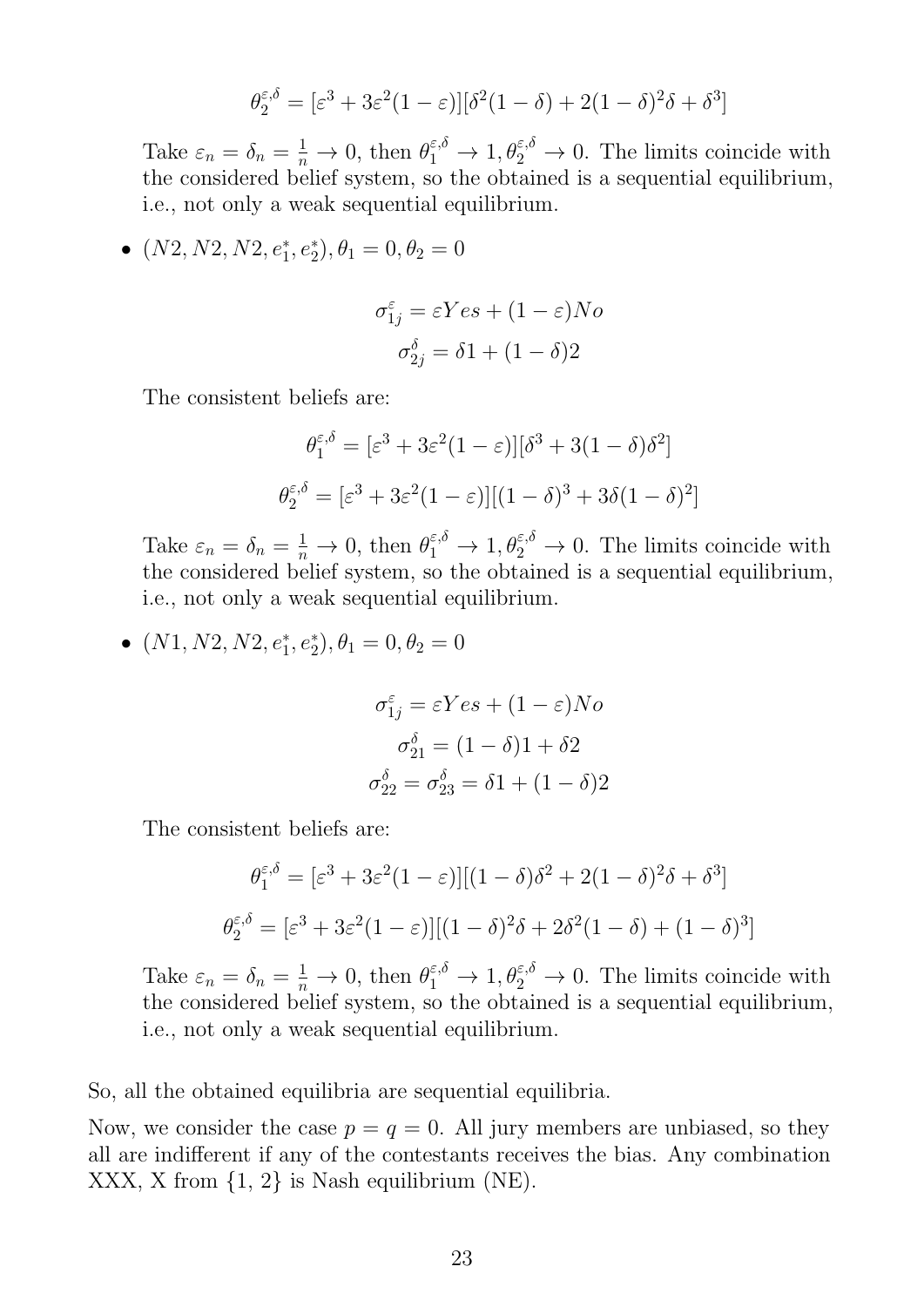$$\theta_2^{\varepsilon,\delta} = [\varepsilon^3 + 3\varepsilon^2(1-\varepsilon)][\delta^2(1-\delta) + 2(1-\delta)^2\delta + \delta^3]$$

Take $\varepsilon_n = \delta_n = \frac{1}{n} \to 0$, then $\theta_1^{\varepsilon,\delta} \to 1, \theta_2^{\varepsilon,\delta} \to 0$. The limits coincide with the considered belief system, so the obtained is a sequential equilibrium, i.e., not only a weak sequential equilibrium.

- $(N2, N2, N2, e_1^*, e_2^*), \theta_1 = 0, \theta_2 = 0$

$$\sigma_{1j}^{\varepsilon} = \varepsilon Yes + (1-\varepsilon)No$$

$$\sigma_{2j}^{\delta} = \delta 1 + (1-\delta)2$$

The consistent beliefs are:

$$\theta_1^{\varepsilon,\delta} = [\varepsilon^3 + 3\varepsilon^2(1-\varepsilon)][\delta^3 + 3(1-\delta)\delta^2]$$

$$\theta_2^{\varepsilon,\delta} = [\varepsilon^3 + 3\varepsilon^2(1-\varepsilon)][(1-\delta)^3 + 3\delta(1-\delta)^2]$$

Take $\varepsilon_n = \delta_n = \frac{1}{n} \to 0$, then $\theta_1^{\varepsilon,\delta} \to 1, \theta_2^{\varepsilon,\delta} \to 0$. The limits coincide with the considered belief system, so the obtained is a sequential equilibrium, i.e., not only a weak sequential equilibrium.

- $(N1, N2, N2, e_1^*, e_2^*), \theta_1 = 0, \theta_2 = 0$

$$\sigma_{1j}^{\varepsilon} = \varepsilon Yes + (1-\varepsilon)No$$

$$\sigma_{21}^{\delta} = (1-\delta)1 + \delta 2$$

$$\sigma_{22}^{\delta} = \sigma_{23}^{\delta} = \delta 1 + (1-\delta)2$$

The consistent beliefs are:

$$\theta_1^{\varepsilon,\delta} = [\varepsilon^3 + 3\varepsilon^2(1-\varepsilon)][(1-\delta)\delta^2 + 2(1-\delta)^2\delta + \delta^3]$$

$$\theta_2^{\varepsilon,\delta} = [\varepsilon^3 + 3\varepsilon^2(1-\varepsilon)][(1-\delta)^2\delta + 2\delta^2(1-\delta) + (1-\delta)^3]$$

Take $\varepsilon_n = \delta_n = \frac{1}{n} \to 0$, then $\theta_1^{\varepsilon,\delta} \to 1, \theta_2^{\varepsilon,\delta} \to 0$. The limits coincide with the considered belief system, so the obtained is a sequential equilibrium, i.e., not only a weak sequential equilibrium.

So, all the obtained equilibria are sequential equilibria.

Now, we consider the case $p = q = 0$. All jury members are unbiased, so they all are indifferent if any of the contestants receives the bias. Any combination XXX, X from {1, 2} is Nash equilibrium (NE).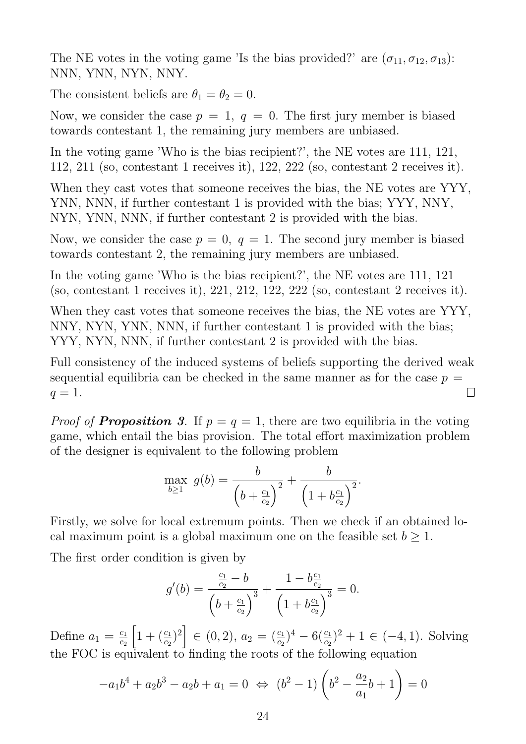The NE votes in the voting game 'Is the bias provided?' are $(\sigma_{11}, \sigma_{12}, \sigma_{13})$: NNN, YNN, NYN, NNY.

The consistent beliefs are $\theta_1 = \theta_2 = 0$.

Now, we consider the case $p = 1,\ q = 0$. The first jury member is biased towards contestant 1, the remaining jury members are unbiased.

In the voting game 'Who is the bias recipient?', the NE votes are 111, 121, 112, 211 (so, contestant 1 receives it), 122, 222 (so, contestant 2 receives it).

When they cast votes that someone receives the bias, the NE votes are YYY, YNN, NNN, if further contestant 1 is provided with the bias; YYY, NNY, NYN, YNN, NNN, if further contestant 2 is provided with the bias.

Now, we consider the case $p = 0,\ q = 1$. The second jury member is biased towards contestant 2, the remaining jury members are unbiased.

In the voting game 'Who is the bias recipient?', the NE votes are 111, 121 (so, contestant 1 receives it), 221, 212, 122, 222 (so, contestant 2 receives it).

When they cast votes that someone receives the bias, the NE votes are YYY, NNY, NYN, YNN, NNN, if further contestant 1 is provided with the bias; YYY, NYN, NNN, if further contestant 2 is provided with the bias.

Full consistency of the induced systems of beliefs supporting the derived weak sequential equilibria can be checked in the same manner as for the case $p = q = 1$. □

*Proof of* ***Proposition 3***. If $p = q = 1$, there are two equilibria in the voting game, which entail the bias provision. The total effort maximization problem of the designer is equivalent to the following problem

$$\max_{b \geq 1}\ g(b) = \frac{b}{\left(b + \frac{c_1}{c_2}\right)^2} + \frac{b}{\left(1 + b\frac{c_1}{c_2}\right)^2}.$$

Firstly, we solve for local extremum points. Then we check if an obtained local maximum point is a global maximum one on the feasible set $b \geq 1$.

The first order condition is given by

$$g'(b) = \frac{\frac{c_1}{c_2} - b}{\left(b + \frac{c_1}{c_2}\right)^3} + \frac{1 - b\frac{c_1}{c_2}}{\left(1 + b\frac{c_1}{c_2}\right)^3} = 0.$$

Define $a_1 = \frac{c_1}{c_2}\left[1 + (\frac{c_1}{c_2})^2\right] \in (0, 2)$, $a_2 = (\frac{c_1}{c_2})^4 - 6(\frac{c_1}{c_2})^2 + 1 \in (-4, 1)$. Solving the FOC is equivalent to finding the roots of the following equation

$$-a_1 b^4 + a_2 b^3 - a_2 b + a_1 = 0 \ \Leftrightarrow \ (b^2 - 1)\left(b^2 - \frac{a_2}{a_1}b + 1\right) = 0$$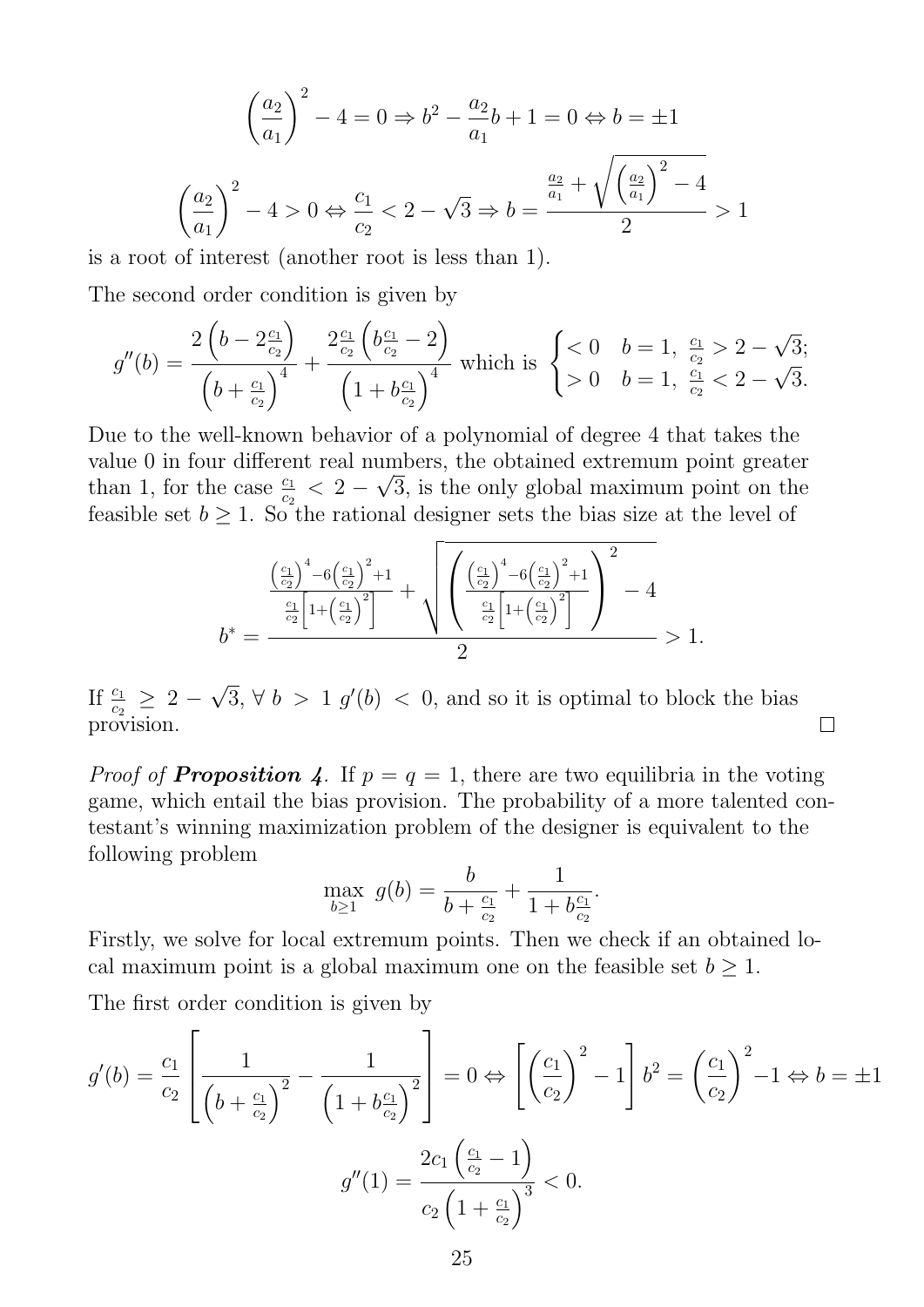$$\left(\frac{a_2}{a_1}\right)^2 - 4 = 0 \Rightarrow b^2 - \frac{a_2}{a_1}b + 1 = 0 \Leftrightarrow b = \pm 1$$

$$\left(\frac{a_2}{a_1}\right)^2 - 4 > 0 \Leftrightarrow \frac{c_1}{c_2} < 2 - \sqrt{3} \Rightarrow b = \frac{\frac{a_2}{a_1} + \sqrt{\left(\frac{a_2}{a_1}\right)^2 - 4}}{2} > 1$$

is a root of interest (another root is less than 1).

The second order condition is given by

$$g''(b) = \frac{2\left(b - 2\frac{c_1}{c_2}\right)}{\left(b + \frac{c_1}{c_2}\right)^4} + \frac{2\frac{c_1}{c_2}\left(b\frac{c_1}{c_2} - 2\right)}{\left(1 + b\frac{c_1}{c_2}\right)^4} \text{ which is } \begin{cases} < 0 & b = 1,\ \frac{c_1}{c_2} > 2 - \sqrt{3}; \\ > 0 & b = 1,\ \frac{c_1}{c_2} < 2 - \sqrt{3}. \end{cases}$$

Due to the well-known behavior of a polynomial of degree 4 that takes the value 0 in four different real numbers, the obtained extremum point greater than 1, for the case $\frac{c_1}{c_2} < 2 - \sqrt{3}$, is the only global maximum point on the feasible set $b \geq 1$. So the rational designer sets the bias size at the level of

$$b^* = \frac{\frac{\left(\frac{c_1}{c_2}\right)^4 - 6\left(\frac{c_1}{c_2}\right)^2 + 1}{\frac{c_1}{c_2}\left[1 + \left(\frac{c_1}{c_2}\right)^2\right]} + \sqrt{\left(\frac{\left(\frac{c_1}{c_2}\right)^4 - 6\left(\frac{c_1}{c_2}\right)^2 + 1}{\frac{c_1}{c_2}\left[1 + \left(\frac{c_1}{c_2}\right)^2\right]}\right)^2 - 4}}{2} > 1.$$

If $\frac{c_1}{c_2} \geq 2 - \sqrt{3}$, $\forall\ b > 1\ g'(b) < 0$, and so it is optimal to block the bias provision. □

*Proof of* ***Proposition 4***. If $p = q = 1$, there are two equilibria in the voting game, which entail the bias provision. The probability of a more talented contestant's winning maximization problem of the designer is equivalent to the following problem

$$\max_{b \geq 1}\ g(b) = \frac{b}{b + \frac{c_1}{c_2}} + \frac{1}{1 + b\frac{c_1}{c_2}}.$$

Firstly, we solve for local extremum points. Then we check if an obtained local maximum point is a global maximum one on the feasible set $b \geq 1$.

The first order condition is given by

$$g'(b) = \frac{c_1}{c_2}\left[\frac{1}{\left(b + \frac{c_1}{c_2}\right)^2} - \frac{1}{\left(1 + b\frac{c_1}{c_2}\right)^2}\right] = 0 \Leftrightarrow \left[\left(\frac{c_1}{c_2}\right)^2 - 1\right]b^2 = \left(\frac{c_1}{c_2}\right)^2 - 1 \Leftrightarrow b = \pm 1$$

$$g''(1) = \frac{2c_1\left(\frac{c_1}{c_2} - 1\right)}{c_2\left(1 + \frac{c_1}{c_2}\right)^3} < 0.$$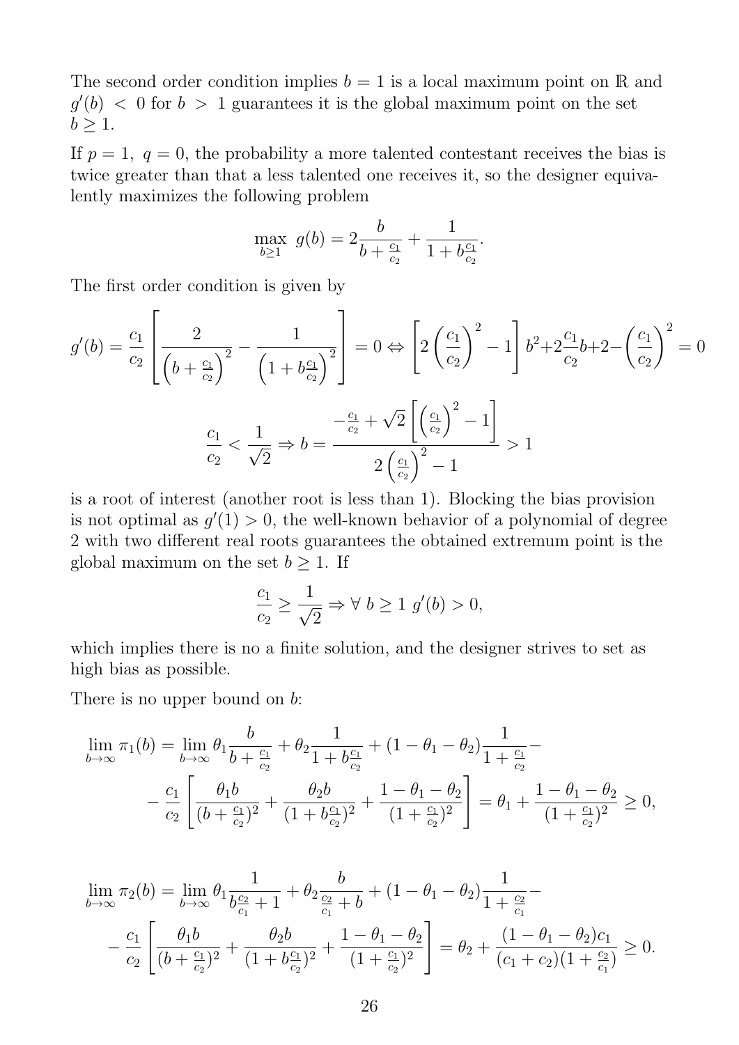The second order condition implies $b = 1$ is a local maximum point on $\mathbb{R}$ and $g'(b) < 0$ for $b > 1$ guarantees it is the global maximum point on the set $b \geq 1$.

If $p = 1,\ q = 0$, the probability a more talented contestant receives the bias is twice greater than that a less talented one receives it, so the designer equivalently maximizes the following problem

$$\max_{b \geq 1}\ g(b) = 2\frac{b}{b + \frac{c_1}{c_2}} + \frac{1}{1 + b\frac{c_1}{c_2}}.$$

The first order condition is given by

$$g'(b) = \frac{c_1}{c_2}\left[\frac{2}{\left(b + \frac{c_1}{c_2}\right)^2} - \frac{1}{\left(1 + b\frac{c_1}{c_2}\right)^2}\right] = 0 \Leftrightarrow \left[2\left(\frac{c_1}{c_2}\right)^2 - 1\right]b^2 + 2\frac{c_1}{c_2}b + 2 - \left(\frac{c_1}{c_2}\right)^2 = 0$$

$$\frac{c_1}{c_2} < \frac{1}{\sqrt{2}} \Rightarrow b = \frac{-\frac{c_1}{c_2} + \sqrt{2}\left[\left(\frac{c_1}{c_2}\right)^2 - 1\right]}{2\left(\frac{c_1}{c_2}\right)^2 - 1} > 1$$

is a root of interest (another root is less than 1). Blocking the bias provision is not optimal as $g'(1) > 0$, the well-known behavior of a polynomial of degree 2 with two different real roots guarantees the obtained extremum point is the global maximum on the set $b \geq 1$. If

$$\frac{c_1}{c_2} \geq \frac{1}{\sqrt{2}} \Rightarrow \forall\ b \geq 1\ g'(b) > 0,$$

which implies there is no a finite solution, and the designer strives to set as high bias as possible.

There is no upper bound on $b$:

$$\lim_{b\to\infty} \pi_1(b) = \lim_{b\to\infty} \theta_1\frac{b}{b + \frac{c_1}{c_2}} + \theta_2\frac{1}{1 + b\frac{c_1}{c_2}} + (1 - \theta_1 - \theta_2)\frac{1}{1 + \frac{c_1}{c_2}} -$$
$$- \frac{c_1}{c_2}\left[\frac{\theta_1 b}{(b + \frac{c_1}{c_2})^2} + \frac{\theta_2 b}{(1 + b\frac{c_1}{c_2})^2} + \frac{1 - \theta_1 - \theta_2}{(1 + \frac{c_1}{c_2})^2}\right] = \theta_1 + \frac{1 - \theta_1 - \theta_2}{(1 + \frac{c_1}{c_2})^2} \geq 0,$$

$$\lim_{b\to\infty} \pi_2(b) = \lim_{b\to\infty} \theta_1\frac{1}{b\frac{c_2}{c_1} + 1} + \theta_2\frac{b}{\frac{c_2}{c_1} + b} + (1 - \theta_1 - \theta_2)\frac{1}{1 + \frac{c_2}{c_1}} -$$
$$- \frac{c_1}{c_2}\left[\frac{\theta_1 b}{(b + \frac{c_1}{c_2})^2} + \frac{\theta_2 b}{(1 + b\frac{c_1}{c_2})^2} + \frac{1 - \theta_1 - \theta_2}{(1 + \frac{c_1}{c_2})^2}\right] = \theta_2 + \frac{(1 - \theta_1 - \theta_2)c_1}{(c_1 + c_2)(1 + \frac{c_2}{c_1})} \geq 0.$$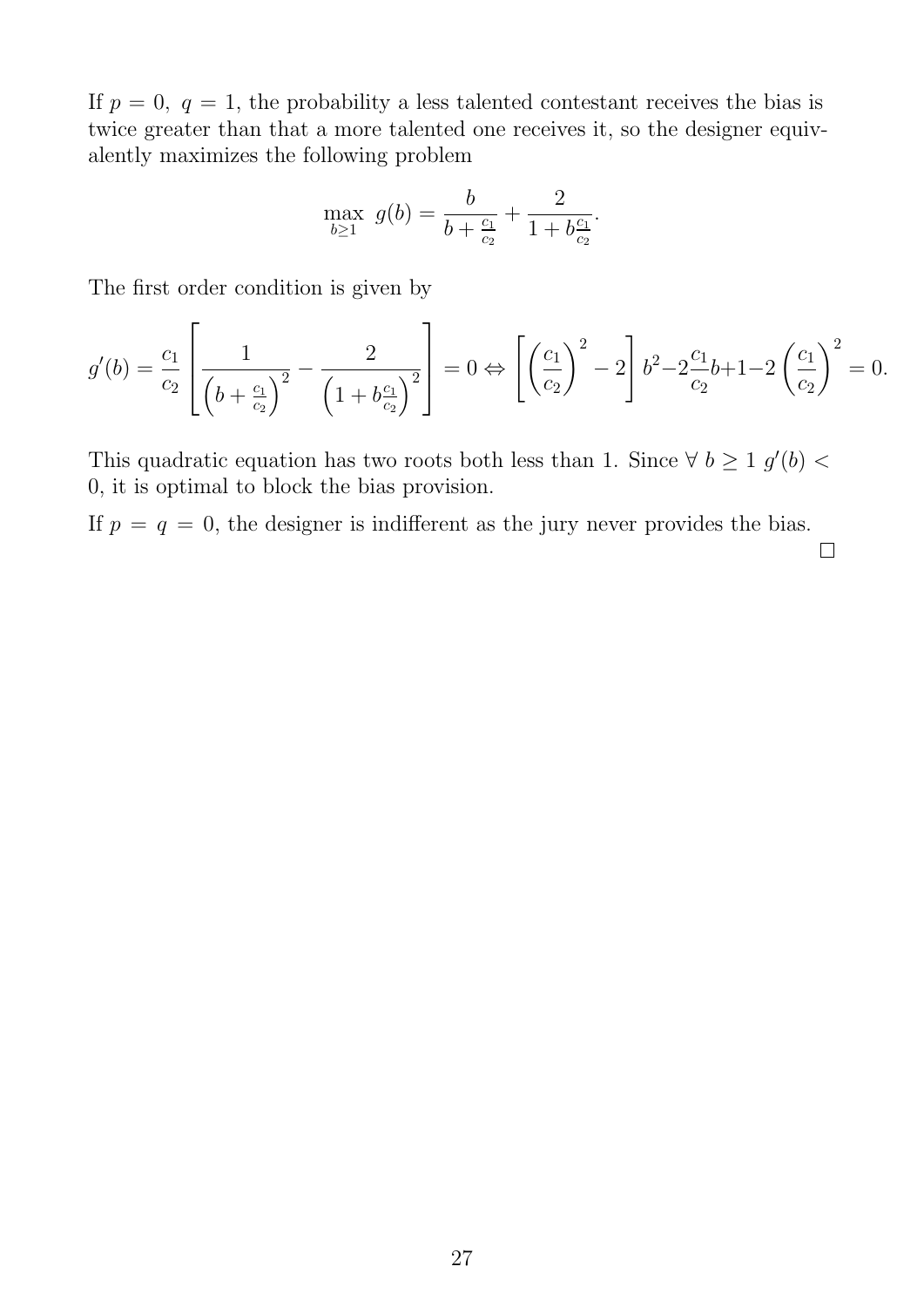If $p = 0,\ q = 1$, the probability a less talented contestant receives the bias is twice greater than that a more talented one receives it, so the designer equivalently maximizes the following problem

$$\max_{b \geq 1}\ g(b) = \frac{b}{b + \frac{c_1}{c_2}} + \frac{2}{1 + b\frac{c_1}{c_2}}.$$

The first order condition is given by

$$g'(b) = \frac{c_1}{c_2}\left[\frac{1}{\left(b + \frac{c_1}{c_2}\right)^2} - \frac{2}{\left(1 + b\frac{c_1}{c_2}\right)^2}\right] = 0 \Leftrightarrow \left[\left(\frac{c_1}{c_2}\right)^2 - 2\right] b^2 - 2\frac{c_1}{c_2}b + 1 - 2\left(\frac{c_1}{c_2}\right)^2 = 0.$$

This quadratic equation has two roots both less than 1. Since $\forall\ b \geq 1\ g'(b) < 0$, it is optimal to block the bias provision.

If $p = q = 0$, the designer is indifferent as the jury never provides the bias.

□